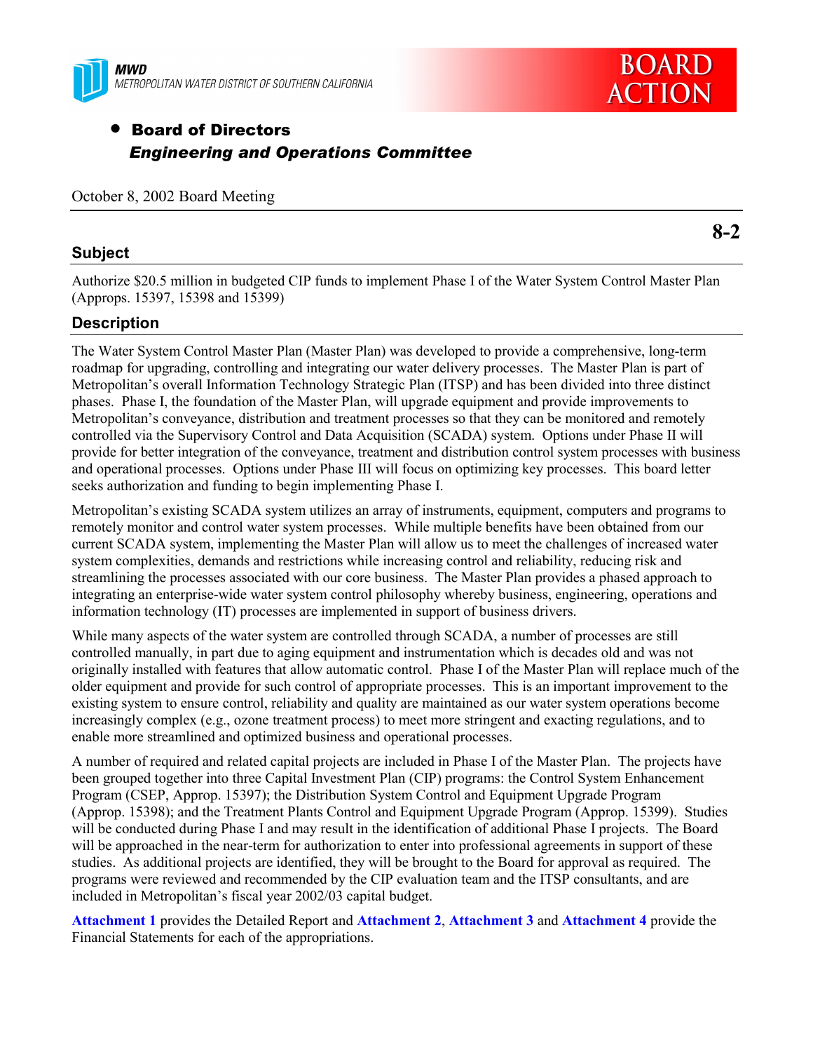MWD
METROPOLITAN WATER DISTRICT OF SOUTHERN CALIFORNIA

**BOARD ACTION**

- **Board of Directors**
  ***Engineering and Operations Committee***

October 8, 2002 Board Meeting

**8-2**

## Subject

Authorize $20.5 million in budgeted CIP funds to implement Phase I of the Water System Control Master Plan (Approps. 15397, 15398 and 15399)

## Description

The Water System Control Master Plan (Master Plan) was developed to provide a comprehensive, long-term roadmap for upgrading, controlling and integrating our water delivery processes. The Master Plan is part of Metropolitan's overall Information Technology Strategic Plan (ITSP) and has been divided into three distinct phases. Phase I, the foundation of the Master Plan, will upgrade equipment and provide improvements to Metropolitan's conveyance, distribution and treatment processes so that they can be monitored and remotely controlled via the Supervisory Control and Data Acquisition (SCADA) system. Options under Phase II will provide for better integration of the conveyance, treatment and distribution control system processes with business and operational processes. Options under Phase III will focus on optimizing key processes. This board letter seeks authorization and funding to begin implementing Phase I.

Metropolitan's existing SCADA system utilizes an array of instruments, equipment, computers and programs to remotely monitor and control water system processes. While multiple benefits have been obtained from our current SCADA system, implementing the Master Plan will allow us to meet the challenges of increased water system complexities, demands and restrictions while increasing control and reliability, reducing risk and streamlining the processes associated with our core business. The Master Plan provides a phased approach to integrating an enterprise-wide water system control philosophy whereby business, engineering, operations and information technology (IT) processes are implemented in support of business drivers.

While many aspects of the water system are controlled through SCADA, a number of processes are still controlled manually, in part due to aging equipment and instrumentation which is decades old and was not originally installed with features that allow automatic control. Phase I of the Master Plan will replace much of the older equipment and provide for such control of appropriate processes. This is an important improvement to the existing system to ensure control, reliability and quality are maintained as our water system operations become increasingly complex (e.g., ozone treatment process) to meet more stringent and exacting regulations, and to enable more streamlined and optimized business and operational processes.

A number of required and related capital projects are included in Phase I of the Master Plan. The projects have been grouped together into three Capital Investment Plan (CIP) programs: the Control System Enhancement Program (CSEP, Approp. 15397); the Distribution System Control and Equipment Upgrade Program (Approp. 15398); and the Treatment Plants Control and Equipment Upgrade Program (Approp. 15399). Studies will be conducted during Phase I and may result in the identification of additional Phase I projects. The Board will be approached in the near-term for authorization to enter into professional agreements in support of these studies. As additional projects are identified, they will be brought to the Board for approval as required. The programs were reviewed and recommended by the CIP evaluation team and the ITSP consultants, and are included in Metropolitan's fiscal year 2002/03 capital budget.

**Attachment 1** provides the Detailed Report and **Attachment 2**, **Attachment 3** and **Attachment 4** provide the Financial Statements for each of the appropriations.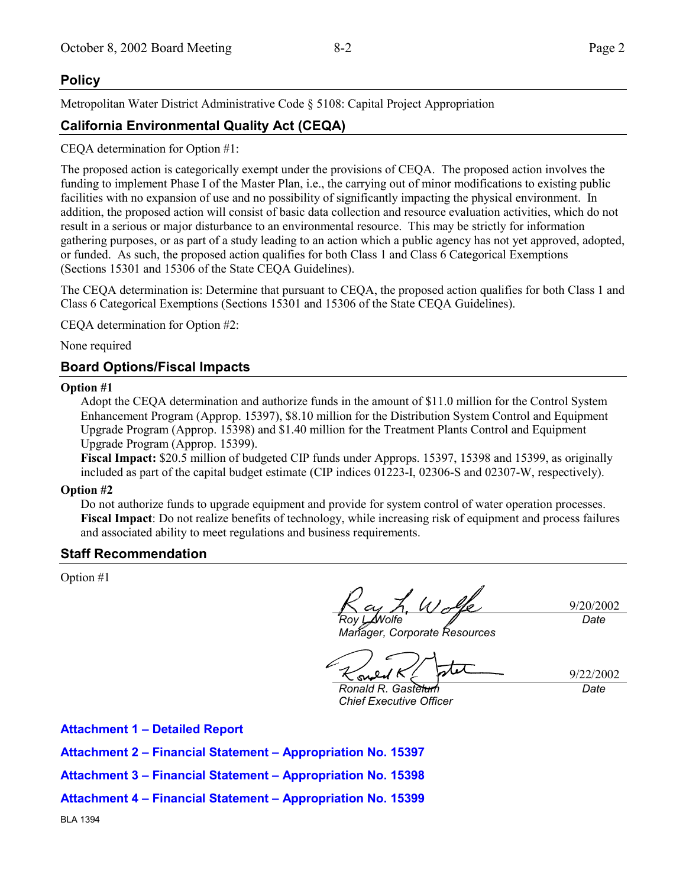## Policy

Metropolitan Water District Administrative Code § 5108: Capital Project Appropriation

## California Environmental Quality Act (CEQA)

CEQA determination for Option #1:

The proposed action is categorically exempt under the provisions of CEQA. The proposed action involves the funding to implement Phase I of the Master Plan, i.e., the carrying out of minor modifications to existing public facilities with no expansion of use and no possibility of significantly impacting the physical environment. In addition, the proposed action will consist of basic data collection and resource evaluation activities, which do not result in a serious or major disturbance to an environmental resource. This may be strictly for information gathering purposes, or as part of a study leading to an action which a public agency has not yet approved, adopted, or funded. As such, the proposed action qualifies for both Class 1 and Class 6 Categorical Exemptions (Sections 15301 and 15306 of the State CEQA Guidelines).

The CEQA determination is: Determine that pursuant to CEQA, the proposed action qualifies for both Class 1 and Class 6 Categorical Exemptions (Sections 15301 and 15306 of the State CEQA Guidelines).

CEQA determination for Option #2:

None required

## Board Options/Fiscal Impacts

**Option #1**

Adopt the CEQA determination and authorize funds in the amount of $11.0 million for the Control System Enhancement Program (Approp. 15397), $8.10 million for the Distribution System Control and Equipment Upgrade Program (Approp. 15398) and $1.40 million for the Treatment Plants Control and Equipment Upgrade Program (Approp. 15399).

**Fiscal Impact:** $20.5 million of budgeted CIP funds under Approps. 15397, 15398 and 15399, as originally included as part of the capital budget estimate (CIP indices 01223-I, 02306-S and 02307-W, respectively).

**Option #2**

Do not authorize funds to upgrade equipment and provide for system control of water operation processes.

**Fiscal Impact**: Do not realize benefits of technology, while increasing risk of equipment and process failures and associated ability to meet regulations and business requirements.

## Staff Recommendation

Option #1

*Roy L. Wolfe*
*Manager, Corporate Resources*
9/20/2002
*Date*

*Ronald R. Gastelum*
*Chief Executive Officer*
9/22/2002
*Date*

**Attachment 1 – Detailed Report**

**Attachment 2 – Financial Statement – Appropriation No. 15397**

**Attachment 3 – Financial Statement – Appropriation No. 15398**

**Attachment 4 – Financial Statement – Appropriation No. 15399**

BLA 1394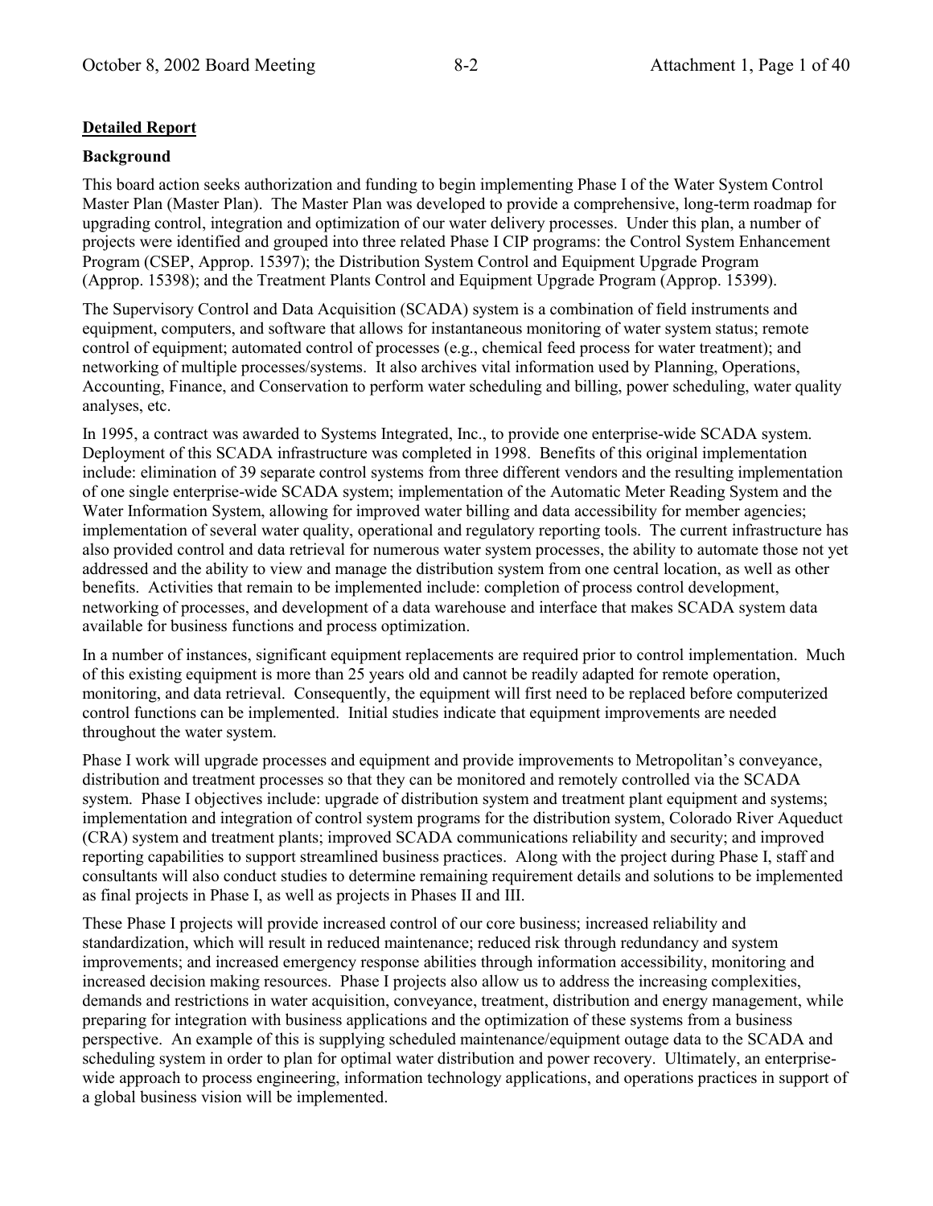**Detailed Report**

**Background**

This board action seeks authorization and funding to begin implementing Phase I of the Water System Control Master Plan (Master Plan). The Master Plan was developed to provide a comprehensive, long-term roadmap for upgrading control, integration and optimization of our water delivery processes. Under this plan, a number of projects were identified and grouped into three related Phase I CIP programs: the Control System Enhancement Program (CSEP, Approp. 15397); the Distribution System Control and Equipment Upgrade Program (Approp. 15398); and the Treatment Plants Control and Equipment Upgrade Program (Approp. 15399).

The Supervisory Control and Data Acquisition (SCADA) system is a combination of field instruments and equipment, computers, and software that allows for instantaneous monitoring of water system status; remote control of equipment; automated control of processes (e.g., chemical feed process for water treatment); and networking of multiple processes/systems. It also archives vital information used by Planning, Operations, Accounting, Finance, and Conservation to perform water scheduling and billing, power scheduling, water quality analyses, etc.

In 1995, a contract was awarded to Systems Integrated, Inc., to provide one enterprise-wide SCADA system. Deployment of this SCADA infrastructure was completed in 1998. Benefits of this original implementation include: elimination of 39 separate control systems from three different vendors and the resulting implementation of one single enterprise-wide SCADA system; implementation of the Automatic Meter Reading System and the Water Information System, allowing for improved water billing and data accessibility for member agencies; implementation of several water quality, operational and regulatory reporting tools. The current infrastructure has also provided control and data retrieval for numerous water system processes, the ability to automate those not yet addressed and the ability to view and manage the distribution system from one central location, as well as other benefits. Activities that remain to be implemented include: completion of process control development, networking of processes, and development of a data warehouse and interface that makes SCADA system data available for business functions and process optimization.

In a number of instances, significant equipment replacements are required prior to control implementation. Much of this existing equipment is more than 25 years old and cannot be readily adapted for remote operation, monitoring, and data retrieval. Consequently, the equipment will first need to be replaced before computerized control functions can be implemented. Initial studies indicate that equipment improvements are needed throughout the water system.

Phase I work will upgrade processes and equipment and provide improvements to Metropolitan's conveyance, distribution and treatment processes so that they can be monitored and remotely controlled via the SCADA system. Phase I objectives include: upgrade of distribution system and treatment plant equipment and systems; implementation and integration of control system programs for the distribution system, Colorado River Aqueduct (CRA) system and treatment plants; improved SCADA communications reliability and security; and improved reporting capabilities to support streamlined business practices. Along with the project during Phase I, staff and consultants will also conduct studies to determine remaining requirement details and solutions to be implemented as final projects in Phase I, as well as projects in Phases II and III.

These Phase I projects will provide increased control of our core business; increased reliability and standardization, which will result in reduced maintenance; reduced risk through redundancy and system improvements; and increased emergency response abilities through information accessibility, monitoring and increased decision making resources. Phase I projects also allow us to address the increasing complexities, demands and restrictions in water acquisition, conveyance, treatment, distribution and energy management, while preparing for integration with business applications and the optimization of these systems from a business perspective. An example of this is supplying scheduled maintenance/equipment outage data to the SCADA and scheduling system in order to plan for optimal water distribution and power recovery. Ultimately, an enterprise-wide approach to process engineering, information technology applications, and operations practices in support of a global business vision will be implemented.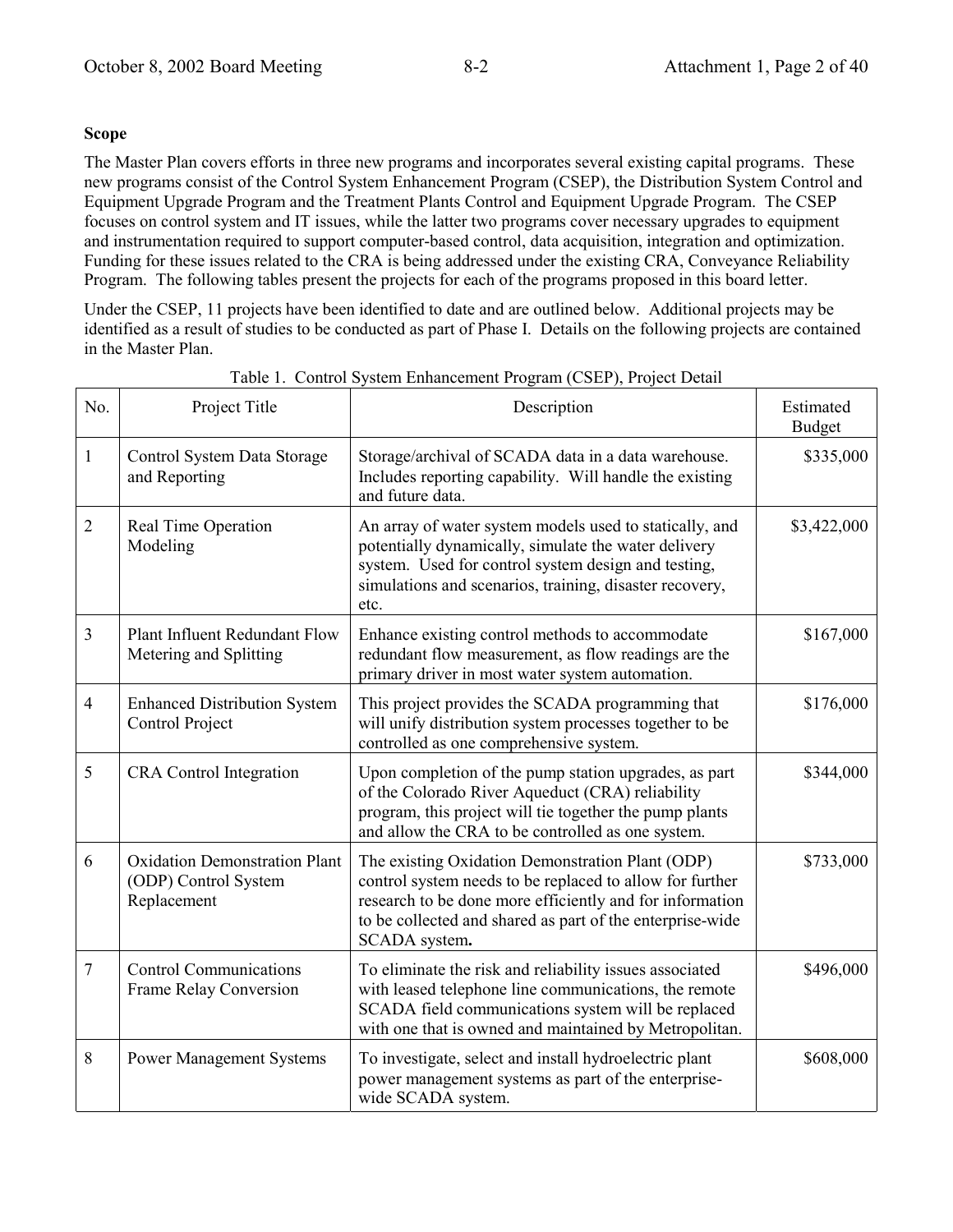**Scope**

The Master Plan covers efforts in three new programs and incorporates several existing capital programs. These new programs consist of the Control System Enhancement Program (CSEP), the Distribution System Control and Equipment Upgrade Program and the Treatment Plants Control and Equipment Upgrade Program. The CSEP focuses on control system and IT issues, while the latter two programs cover necessary upgrades to equipment and instrumentation required to support computer-based control, data acquisition, integration and optimization. Funding for these issues related to the CRA is being addressed under the existing CRA, Conveyance Reliability Program. The following tables present the projects for each of the programs proposed in this board letter.

Under the CSEP, 11 projects have been identified to date and are outlined below. Additional projects may be identified as a result of studies to be conducted as part of Phase I. Details on the following projects are contained in the Master Plan.

Table 1. Control System Enhancement Program (CSEP), Project Detail

| No. | Project Title | Description | Estimated Budget |
|---|---|---|---|
| 1 | Control System Data Storage and Reporting | Storage/archival of SCADA data in a data warehouse. Includes reporting capability. Will handle the existing and future data. | $335,000 |
| 2 | Real Time Operation Modeling | An array of water system models used to statically, and potentially dynamically, simulate the water delivery system. Used for control system design and testing, simulations and scenarios, training, disaster recovery, etc. | $3,422,000 |
| 3 | Plant Influent Redundant Flow Metering and Splitting | Enhance existing control methods to accommodate redundant flow measurement, as flow readings are the primary driver in most water system automation. | $167,000 |
| 4 | Enhanced Distribution System Control Project | This project provides the SCADA programming that will unify distribution system processes together to be controlled as one comprehensive system. | $176,000 |
| 5 | CRA Control Integration | Upon completion of the pump station upgrades, as part of the Colorado River Aqueduct (CRA) reliability program, this project will tie together the pump plants and allow the CRA to be controlled as one system. | $344,000 |
| 6 | Oxidation Demonstration Plant (ODP) Control System Replacement | The existing Oxidation Demonstration Plant (ODP) control system needs to be replaced to allow for further research to be done more efficiently and for information to be collected and shared as part of the enterprise-wide SCADA system**.** | $733,000 |
| 7 | Control Communications Frame Relay Conversion | To eliminate the risk and reliability issues associated with leased telephone line communications, the remote SCADA field communications system will be replaced with one that is owned and maintained by Metropolitan. | $496,000 |
| 8 | Power Management Systems | To investigate, select and install hydroelectric plant power management systems as part of the enterprise-wide SCADA system. | $608,000 |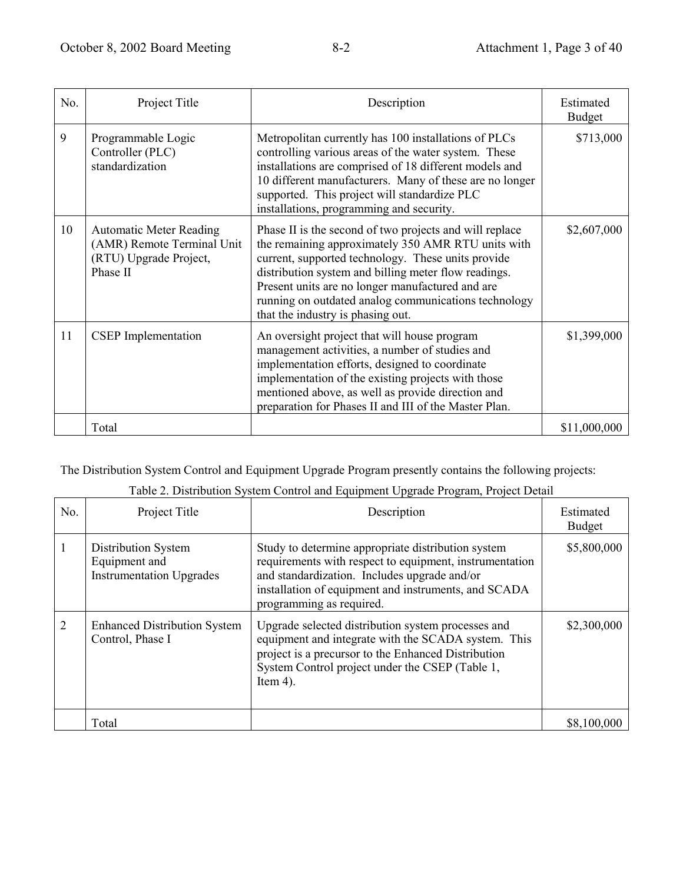| No. | Project Title | Description | Estimated Budget |
|---|---|---|---|
| 9 | Programmable Logic Controller (PLC) standardization | Metropolitan currently has 100 installations of PLCs controlling various areas of the water system. These installations are comprised of 18 different models and 10 different manufacturers. Many of these are no longer supported. This project will standardize PLC installations, programming and security. | $713,000 |
| 10 | Automatic Meter Reading (AMR) Remote Terminal Unit (RTU) Upgrade Project, Phase II | Phase II is the second of two projects and will replace the remaining approximately 350 AMR RTU units with current, supported technology. These units provide distribution system and billing meter flow readings. Present units are no longer manufactured and are running on outdated analog communications technology that the industry is phasing out. | $2,607,000 |
| 11 | CSEP Implementation | An oversight project that will house program management activities, a number of studies and implementation efforts, designed to coordinate implementation of the existing projects with those mentioned above, as well as provide direction and preparation for Phases II and III of the Master Plan. | $1,399,000 |
| | Total | | $11,000,000 |

The Distribution System Control and Equipment Upgrade Program presently contains the following projects:

Table 2. Distribution System Control and Equipment Upgrade Program, Project Detail

| No. | Project Title | Description | Estimated Budget |
|---|---|---|---|
| 1 | Distribution System Equipment and Instrumentation Upgrades | Study to determine appropriate distribution system requirements with respect to equipment, instrumentation and standardization. Includes upgrade and/or installation of equipment and instruments, and SCADA programming as required. | $5,800,000 |
| 2 | Enhanced Distribution System Control, Phase I | Upgrade selected distribution system processes and equipment and integrate with the SCADA system. This project is a precursor to the Enhanced Distribution System Control project under the CSEP (Table 1, Item 4). | $2,300,000 |
| | Total | | $8,100,000 |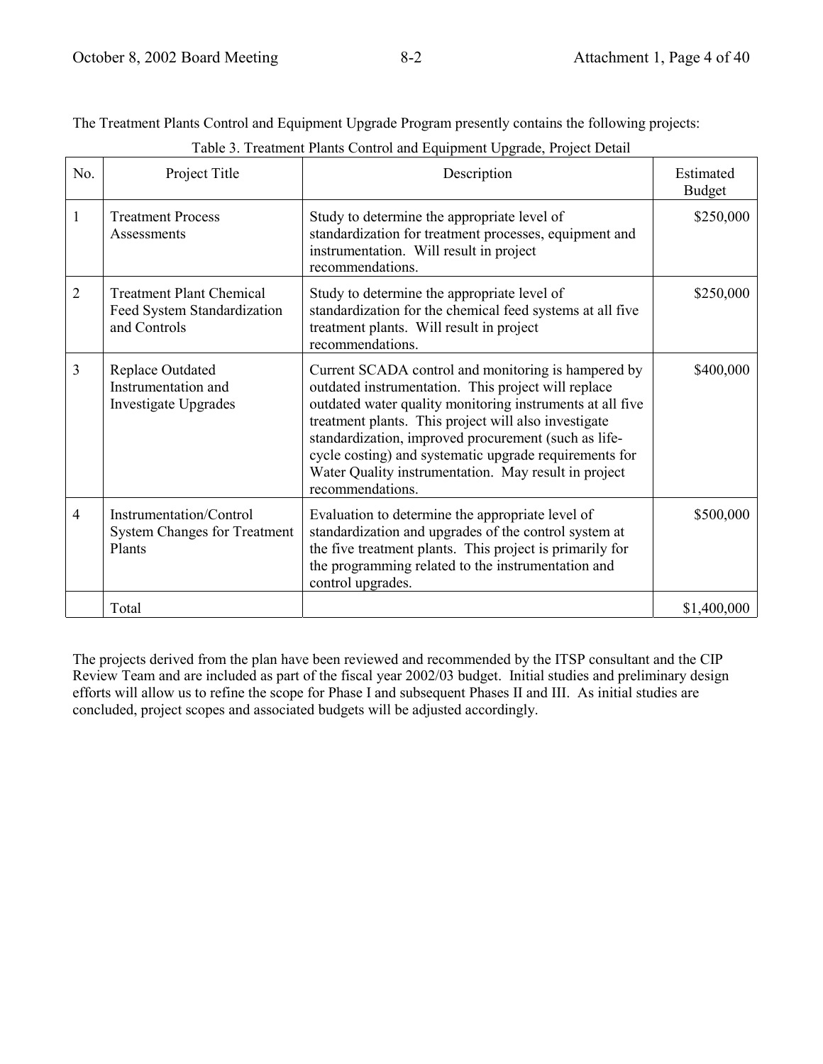The Treatment Plants Control and Equipment Upgrade Program presently contains the following projects:

Table 3. Treatment Plants Control and Equipment Upgrade, Project Detail

| No. | Project Title | Description | Estimated Budget |
|---|---|---|---|
| 1 | Treatment Process Assessments | Study to determine the appropriate level of standardization for treatment processes, equipment and instrumentation. Will result in project recommendations. | $250,000 |
| 2 | Treatment Plant Chemical Feed System Standardization and Controls | Study to determine the appropriate level of standardization for the chemical feed systems at all five treatment plants. Will result in project recommendations. | $250,000 |
| 3 | Replace Outdated Instrumentation and Investigate Upgrades | Current SCADA control and monitoring is hampered by outdated instrumentation. This project will replace outdated water quality monitoring instruments at all five treatment plants. This project will also investigate standardization, improved procurement (such as life-cycle costing) and systematic upgrade requirements for Water Quality instrumentation. May result in project recommendations. | $400,000 |
| 4 | Instrumentation/Control System Changes for Treatment Plants | Evaluation to determine the appropriate level of standardization and upgrades of the control system at the five treatment plants. This project is primarily for the programming related to the instrumentation and control upgrades. | $500,000 |
| | Total | | $1,400,000 |

The projects derived from the plan have been reviewed and recommended by the ITSP consultant and the CIP Review Team and are included as part of the fiscal year 2002/03 budget. Initial studies and preliminary design efforts will allow us to refine the scope for Phase I and subsequent Phases II and III. As initial studies are concluded, project scopes and associated budgets will be adjusted accordingly.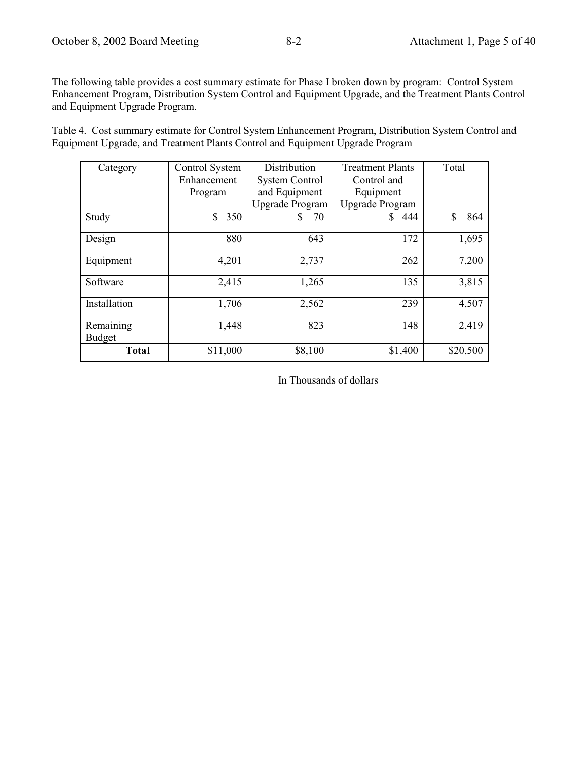The following table provides a cost summary estimate for Phase I broken down by program: Control System Enhancement Program, Distribution System Control and Equipment Upgrade, and the Treatment Plants Control and Equipment Upgrade Program.

Table 4. Cost summary estimate for Control System Enhancement Program, Distribution System Control and Equipment Upgrade, and Treatment Plants Control and Equipment Upgrade Program

| Category | Control System Enhancement Program | Distribution System Control and Equipment Upgrade Program | Treatment Plants Control and Equipment Upgrade Program | Total |
|---|---|---|---|---|
| Study | $ 350 | $ 70 | $ 444 | $ 864 |
| Design | 880 | 643 | 172 | 1,695 |
| Equipment | 4,201 | 2,737 | 262 | 7,200 |
| Software | 2,415 | 1,265 | 135 | 3,815 |
| Installation | 1,706 | 2,562 | 239 | 4,507 |
| Remaining Budget | 1,448 | 823 | 148 | 2,419 |
| **Total** | $11,000 | $8,100 | $1,400 | $20,500 |

In Thousands of dollars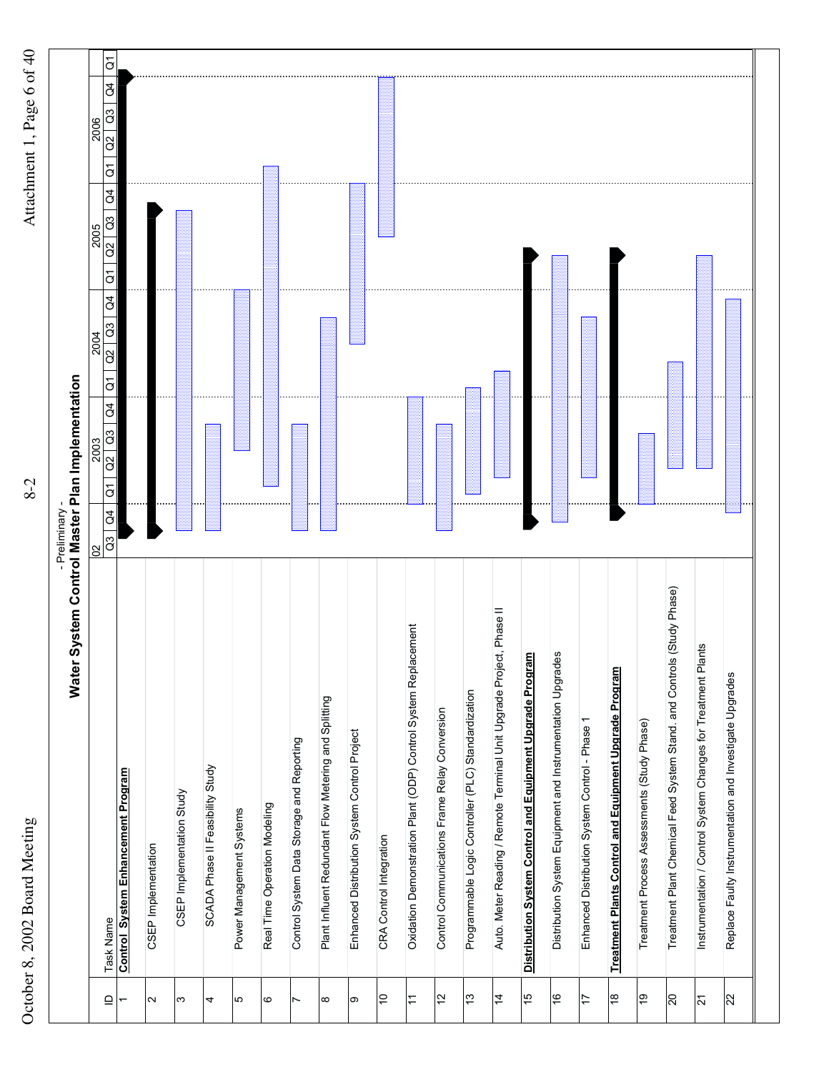- Preliminary -

**Water System Control Master Plan Implementation**

| ID | Task Name |
|---|---|
| 1 | **Control System Enhancement Program** |
| 2 | CSEP Implementation |
| 3 | CSEP Implementation Study |
| 4 | SCADA Phase II Feasibility Study |
| 5 | Power Management Systems |
| 6 | Real Time Operation Modeling |
| 7 | Control System Data Storage and Reporting |
| 8 | Plant Influent Redundant Flow Metering and Splitting |
| 9 | Enhanced Distribution System Control Project |
| 10 | CRA Control Integration |
| 11 | Oxidation Demonstration Plant (ODP) Control System Replacement |
| 12 | Control Communications Frame Relay Conversion |
| 13 | Programmable Logic Controller (PLC) Standardization |
| 14 | Auto. Meter Reading / Remote Terminal Unit Upgrade Project, Phase II |
| 15 | **Distribution System Control and Equipment Upgrade Program** |
| 16 | Distribution System Equipment and Instrumentation Upgrades |
| 17 | Enhanced Distribution System Control - Phase 1 |
| 18 | **Treatment Plants Control and Equipment Upgrade Program** |
| 19 | Treatment Process Assessments (Study Phase) |
| 20 | Treatment Plant Chemical Feed System Stand. and Controls (Study Phase) |
| 21 | Instrumentation / Control System Changes for Treatment Plants |
| 22 | Replace Faulty Instrumentation and Investigate Upgrades |

Timeline: '02 Q3–Q4; 2003 Q1–Q4; 2004 Q1–Q4; 2005 Q1–Q4; 2006 Q1–Q4; Q1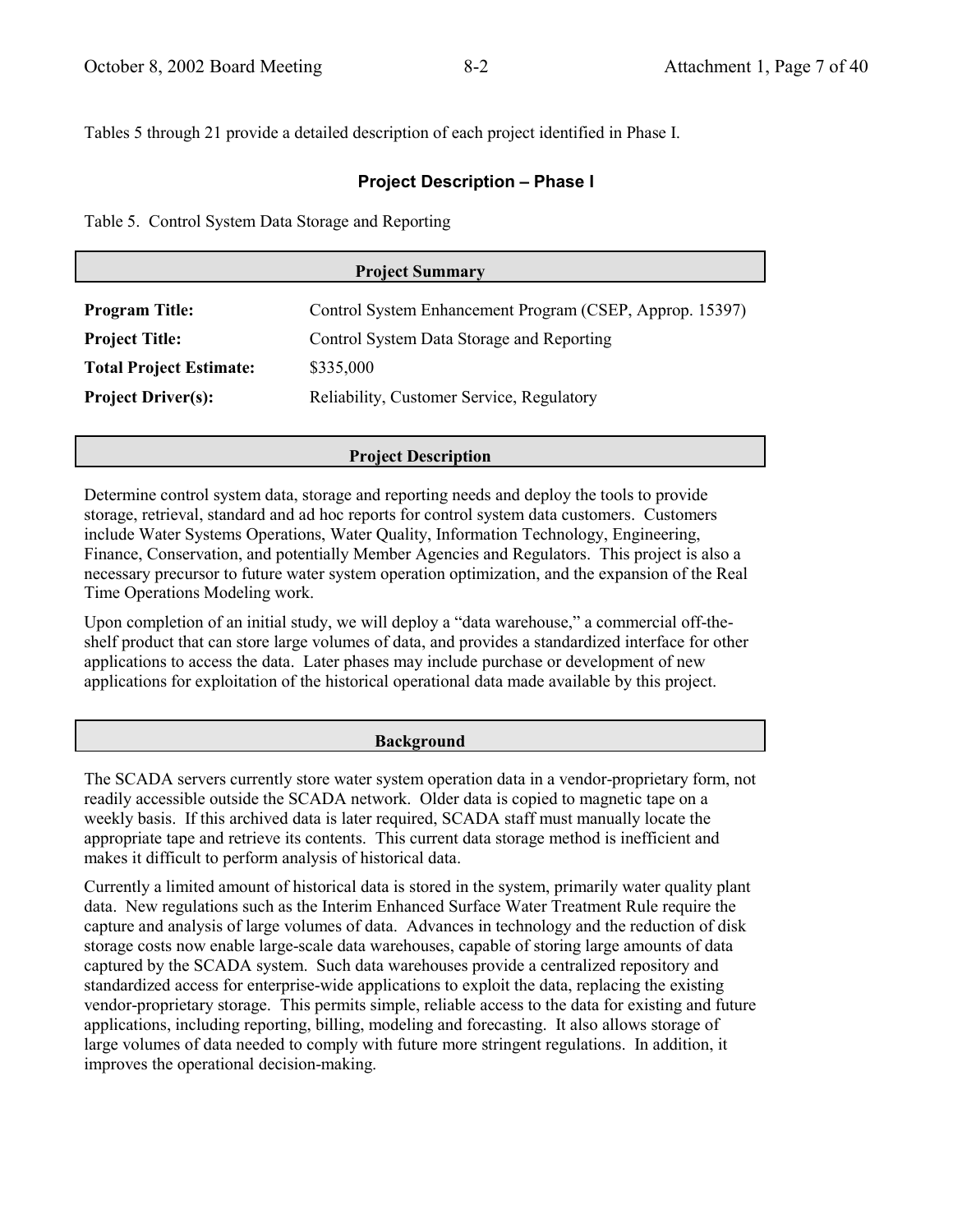Tables 5 through 21 provide a detailed description of each project identified in Phase I.

## Project Description – Phase I

Table 5. Control System Data Storage and Reporting

### Project Summary

| | |
|---|---|
| **Program Title:** | Control System Enhancement Program (CSEP, Approp. 15397) |
| **Project Title:** | Control System Data Storage and Reporting |
| **Total Project Estimate:** | $335,000 |
| **Project Driver(s):** | Reliability, Customer Service, Regulatory |

### Project Description

Determine control system data, storage and reporting needs and deploy the tools to provide storage, retrieval, standard and ad hoc reports for control system data customers. Customers include Water Systems Operations, Water Quality, Information Technology, Engineering, Finance, Conservation, and potentially Member Agencies and Regulators. This project is also a necessary precursor to future water system operation optimization, and the expansion of the Real Time Operations Modeling work.

Upon completion of an initial study, we will deploy a "data warehouse," a commercial off-the-shelf product that can store large volumes of data, and provides a standardized interface for other applications to access the data. Later phases may include purchase or development of new applications for exploitation of the historical operational data made available by this project.

### Background

The SCADA servers currently store water system operation data in a vendor-proprietary form, not readily accessible outside the SCADA network. Older data is copied to magnetic tape on a weekly basis. If this archived data is later required, SCADA staff must manually locate the appropriate tape and retrieve its contents. This current data storage method is inefficient and makes it difficult to perform analysis of historical data.

Currently a limited amount of historical data is stored in the system, primarily water quality plant data. New regulations such as the Interim Enhanced Surface Water Treatment Rule require the capture and analysis of large volumes of data. Advances in technology and the reduction of disk storage costs now enable large-scale data warehouses, capable of storing large amounts of data captured by the SCADA system. Such data warehouses provide a centralized repository and standardized access for enterprise-wide applications to exploit the data, replacing the existing vendor-proprietary storage. This permits simple, reliable access to the data for existing and future applications, including reporting, billing, modeling and forecasting. It also allows storage of large volumes of data needed to comply with future more stringent regulations. In addition, it improves the operational decision-making.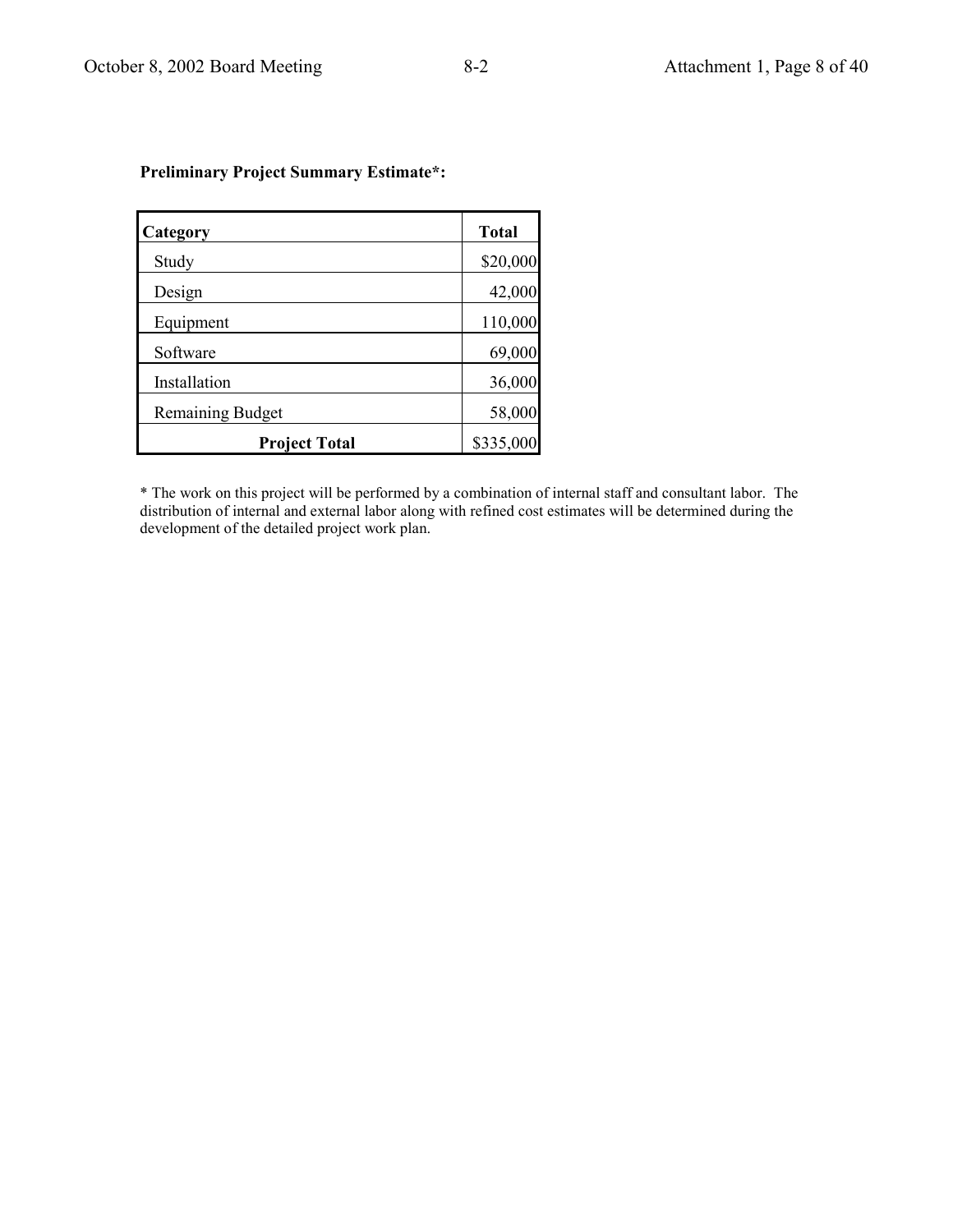**Preliminary Project Summary Estimate*:**

| Category | Total |
|---|---|
| Study | $20,000 |
| Design | 42,000 |
| Equipment | 110,000 |
| Software | 69,000 |
| Installation | 36,000 |
| Remaining Budget | 58,000 |
| **Project Total** | $335,000 |

* The work on this project will be performed by a combination of internal staff and consultant labor. The distribution of internal and external labor along with refined cost estimates will be determined during the development of the detailed project work plan.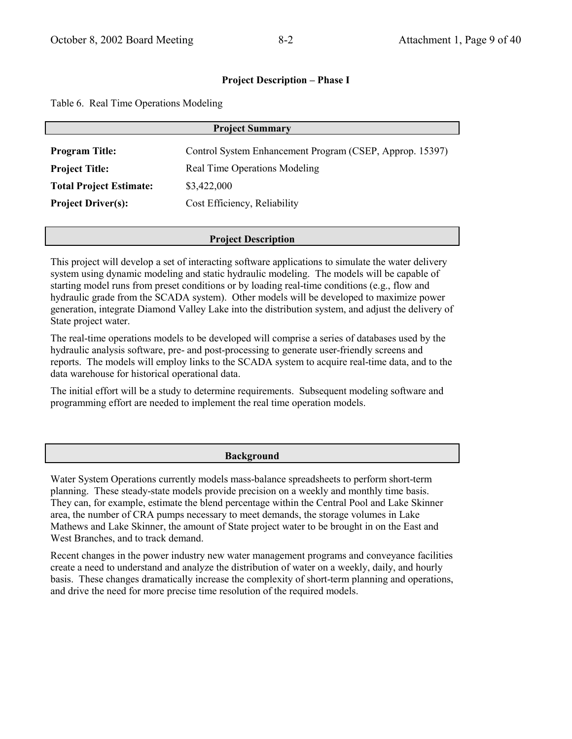**Project Description – Phase I**

Table 6. Real Time Operations Modeling

**Project Summary**

| | |
|---|---|
| **Program Title:** | Control System Enhancement Program (CSEP, Approp. 15397) |
| **Project Title:** | Real Time Operations Modeling |
| **Total Project Estimate:** | $3,422,000 |
| **Project Driver(s):** | Cost Efficiency, Reliability |

**Project Description**

This project will develop a set of interacting software applications to simulate the water delivery system using dynamic modeling and static hydraulic modeling. The models will be capable of starting model runs from preset conditions or by loading real-time conditions (e.g., flow and hydraulic grade from the SCADA system). Other models will be developed to maximize power generation, integrate Diamond Valley Lake into the distribution system, and adjust the delivery of State project water.

The real-time operations models to be developed will comprise a series of databases used by the hydraulic analysis software, pre- and post-processing to generate user-friendly screens and reports. The models will employ links to the SCADA system to acquire real-time data, and to the data warehouse for historical operational data.

The initial effort will be a study to determine requirements. Subsequent modeling software and programming effort are needed to implement the real time operation models.

**Background**

Water System Operations currently models mass-balance spreadsheets to perform short-term planning. These steady-state models provide precision on a weekly and monthly time basis. They can, for example, estimate the blend percentage within the Central Pool and Lake Skinner area, the number of CRA pumps necessary to meet demands, the storage volumes in Lake Mathews and Lake Skinner, the amount of State project water to be brought in on the East and West Branches, and to track demand.

Recent changes in the power industry new water management programs and conveyance facilities create a need to understand and analyze the distribution of water on a weekly, daily, and hourly basis. These changes dramatically increase the complexity of short-term planning and operations, and drive the need for more precise time resolution of the required models.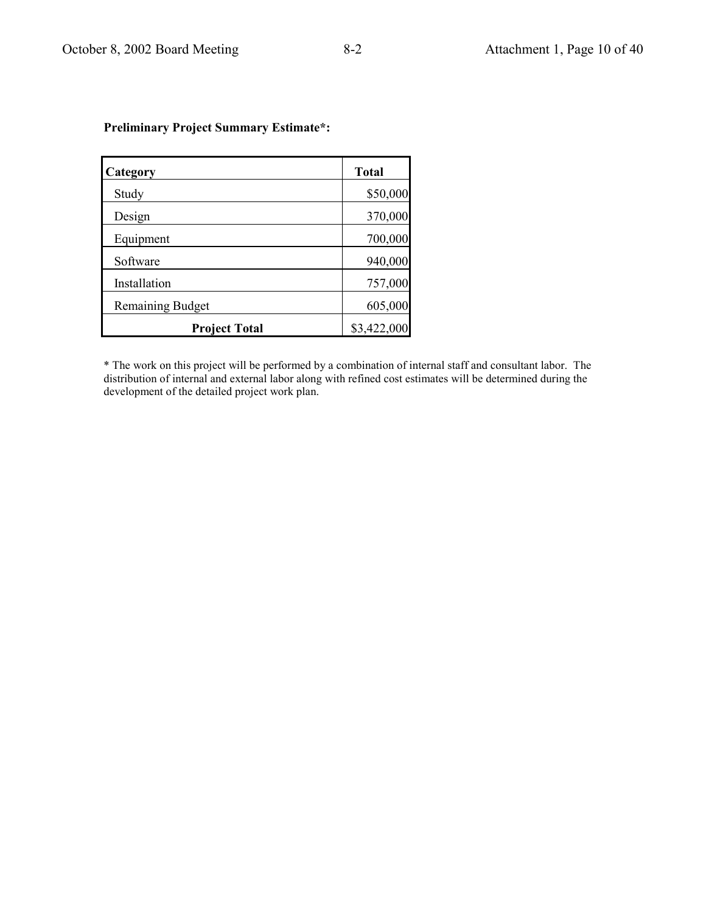**Preliminary Project Summary Estimate*:**

| Category | Total |
| --- | --- |
| Study | $50,000 |
| Design | 370,000 |
| Equipment | 700,000 |
| Software | 940,000 |
| Installation | 757,000 |
| Remaining Budget | 605,000 |
| **Project Total** | $3,422,000 |

* The work on this project will be performed by a combination of internal staff and consultant labor. The distribution of internal and external labor along with refined cost estimates will be determined during the development of the detailed project work plan.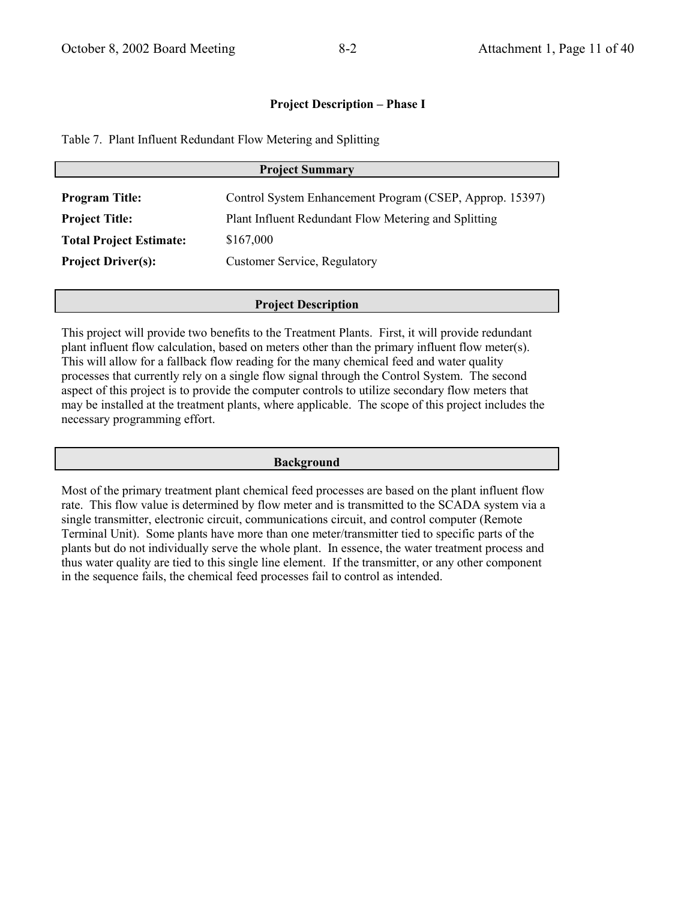## Project Description – Phase I

Table 7. Plant Influent Redundant Flow Metering and Splitting

### Project Summary

| | |
|---|---|
| **Program Title:** | Control System Enhancement Program (CSEP, Approp. 15397) |
| **Project Title:** | Plant Influent Redundant Flow Metering and Splitting |
| **Total Project Estimate:** | $167,000 |
| **Project Driver(s):** | Customer Service, Regulatory |

### Project Description

This project will provide two benefits to the Treatment Plants. First, it will provide redundant plant influent flow calculation, based on meters other than the primary influent flow meter(s). This will allow for a fallback flow reading for the many chemical feed and water quality processes that currently rely on a single flow signal through the Control System. The second aspect of this project is to provide the computer controls to utilize secondary flow meters that may be installed at the treatment plants, where applicable. The scope of this project includes the necessary programming effort.

### Background

Most of the primary treatment plant chemical feed processes are based on the plant influent flow rate. This flow value is determined by flow meter and is transmitted to the SCADA system via a single transmitter, electronic circuit, communications circuit, and control computer (Remote Terminal Unit). Some plants have more than one meter/transmitter tied to specific parts of the plants but do not individually serve the whole plant. In essence, the water treatment process and thus water quality are tied to this single line element. If the transmitter, or any other component in the sequence fails, the chemical feed processes fail to control as intended.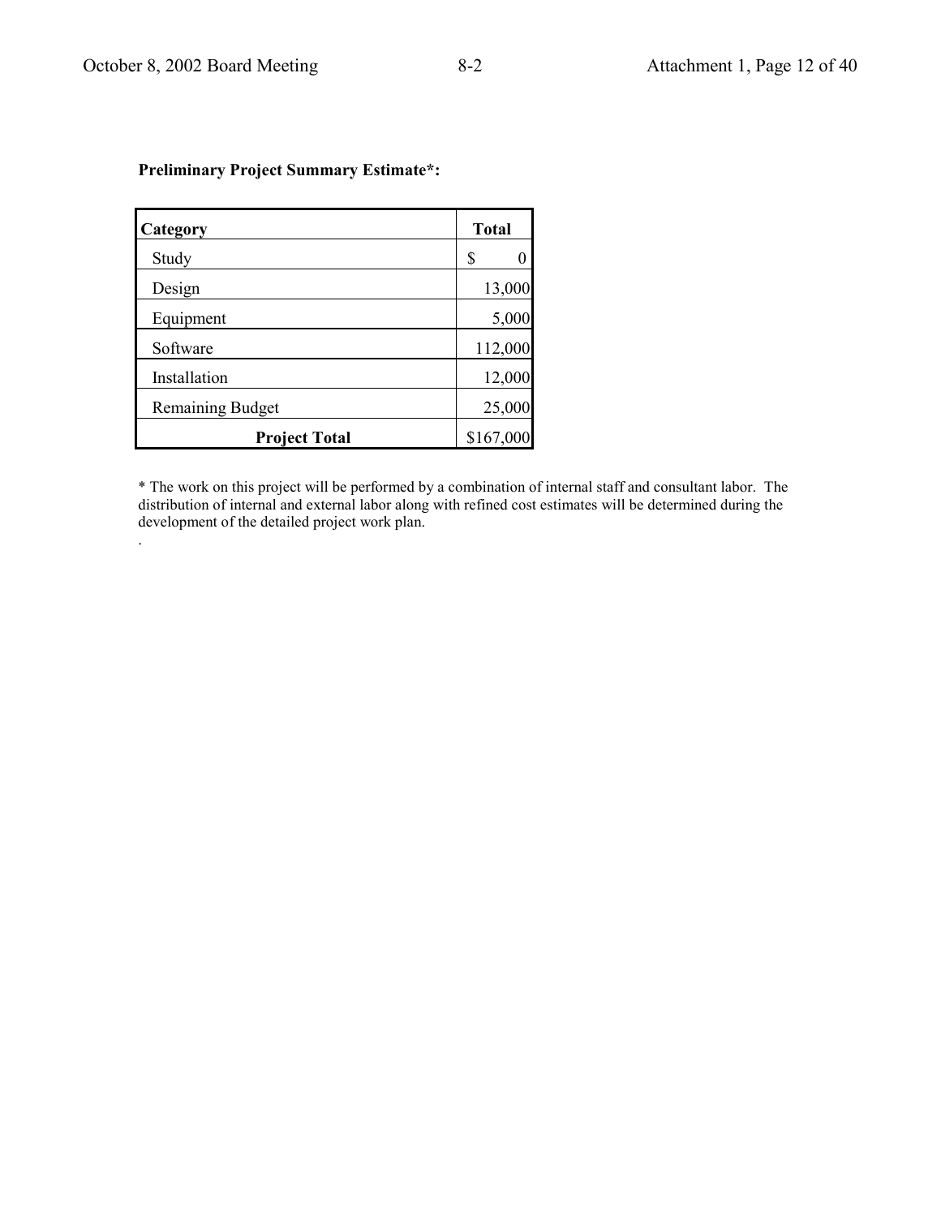**Preliminary Project Summary Estimate*:**

| Category | Total |
|---|---|
| Study | $ 0 |
| Design | 13,000 |
| Equipment | 5,000 |
| Software | 112,000 |
| Installation | 12,000 |
| Remaining Budget | 25,000 |
| **Project Total** | $167,000 |

* The work on this project will be performed by a combination of internal staff and consultant labor. The distribution of internal and external labor along with refined cost estimates will be determined during the development of the detailed project work plan.

.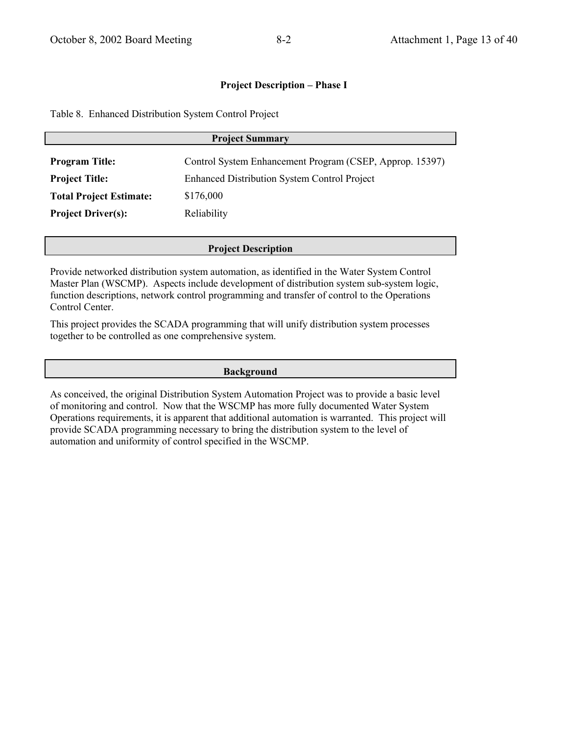## Project Description – Phase I

Table 8. Enhanced Distribution System Control Project

### Project Summary

| | |
|---|---|
| **Program Title:** | Control System Enhancement Program (CSEP, Approp. 15397) |
| **Project Title:** | Enhanced Distribution System Control Project |
| **Total Project Estimate:** | $176,000 |
| **Project Driver(s):** | Reliability |

### Project Description

Provide networked distribution system automation, as identified in the Water System Control Master Plan (WSCMP). Aspects include development of distribution system sub-system logic, function descriptions, network control programming and transfer of control to the Operations Control Center.

This project provides the SCADA programming that will unify distribution system processes together to be controlled as one comprehensive system.

### Background

As conceived, the original Distribution System Automation Project was to provide a basic level of monitoring and control. Now that the WSCMP has more fully documented Water System Operations requirements, it is apparent that additional automation is warranted. This project will provide SCADA programming necessary to bring the distribution system to the level of automation and uniformity of control specified in the WSCMP.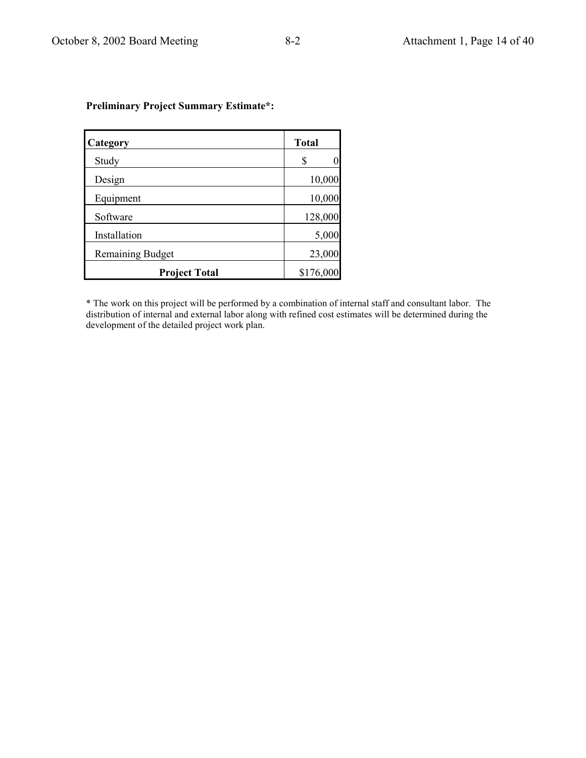**Preliminary Project Summary Estimate*:**

| Category | Total |
|---|---|
| Study | $ 0 |
| Design | 10,000 |
| Equipment | 10,000 |
| Software | 128,000 |
| Installation | 5,000 |
| Remaining Budget | 23,000 |
| **Project Total** | $176,000 |

* The work on this project will be performed by a combination of internal staff and consultant labor. The distribution of internal and external labor along with refined cost estimates will be determined during the development of the detailed project work plan.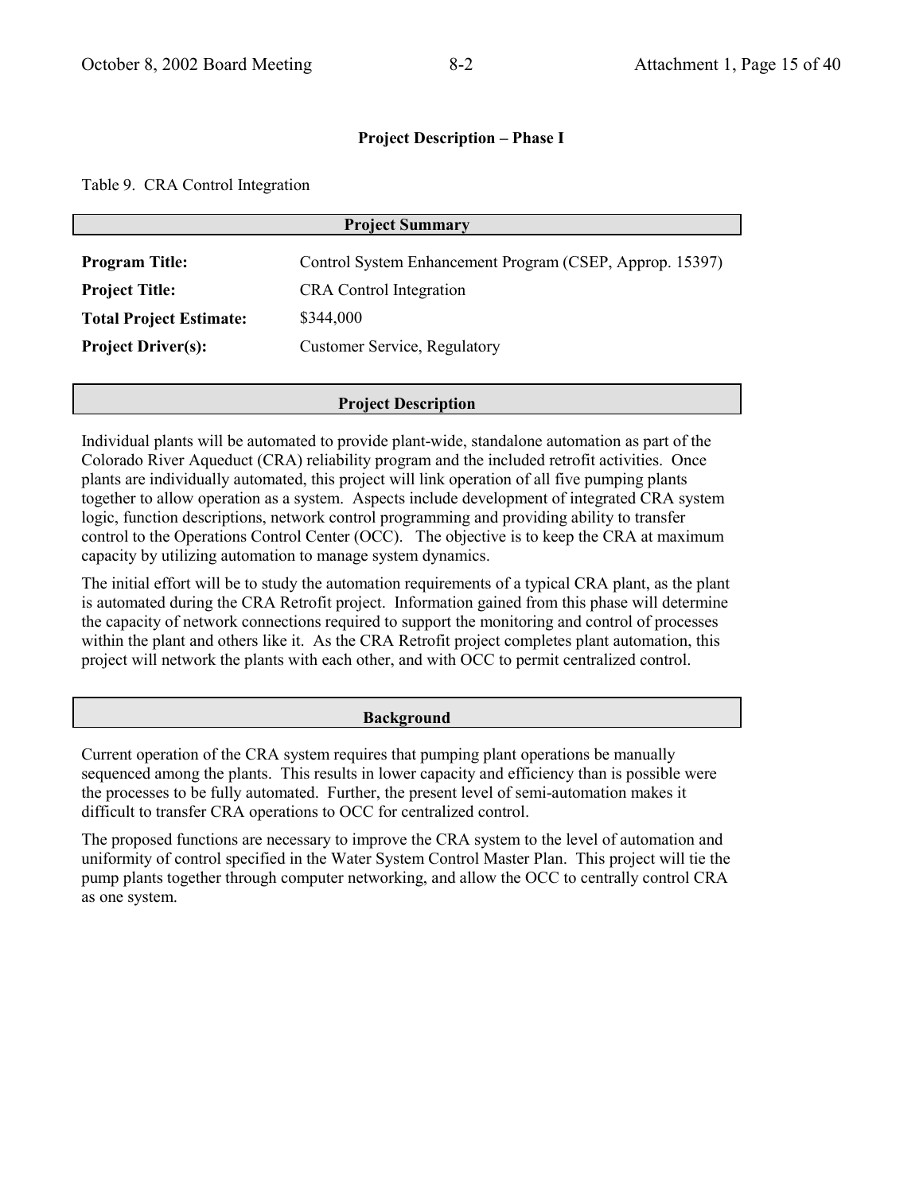**Project Description – Phase I**

Table 9. CRA Control Integration

**Project Summary**

| | |
|---|---|
| **Program Title:** | Control System Enhancement Program (CSEP, Approp. 15397) |
| **Project Title:** | CRA Control Integration |
| **Total Project Estimate:** | $344,000 |
| **Project Driver(s):** | Customer Service, Regulatory |

**Project Description**

Individual plants will be automated to provide plant-wide, standalone automation as part of the Colorado River Aqueduct (CRA) reliability program and the included retrofit activities. Once plants are individually automated, this project will link operation of all five pumping plants together to allow operation as a system. Aspects include development of integrated CRA system logic, function descriptions, network control programming and providing ability to transfer control to the Operations Control Center (OCC). The objective is to keep the CRA at maximum capacity by utilizing automation to manage system dynamics.

The initial effort will be to study the automation requirements of a typical CRA plant, as the plant is automated during the CRA Retrofit project. Information gained from this phase will determine the capacity of network connections required to support the monitoring and control of processes within the plant and others like it. As the CRA Retrofit project completes plant automation, this project will network the plants with each other, and with OCC to permit centralized control.

**Background**

Current operation of the CRA system requires that pumping plant operations be manually sequenced among the plants. This results in lower capacity and efficiency than is possible were the processes to be fully automated. Further, the present level of semi-automation makes it difficult to transfer CRA operations to OCC for centralized control.

The proposed functions are necessary to improve the CRA system to the level of automation and uniformity of control specified in the Water System Control Master Plan. This project will tie the pump plants together through computer networking, and allow the OCC to centrally control CRA as one system.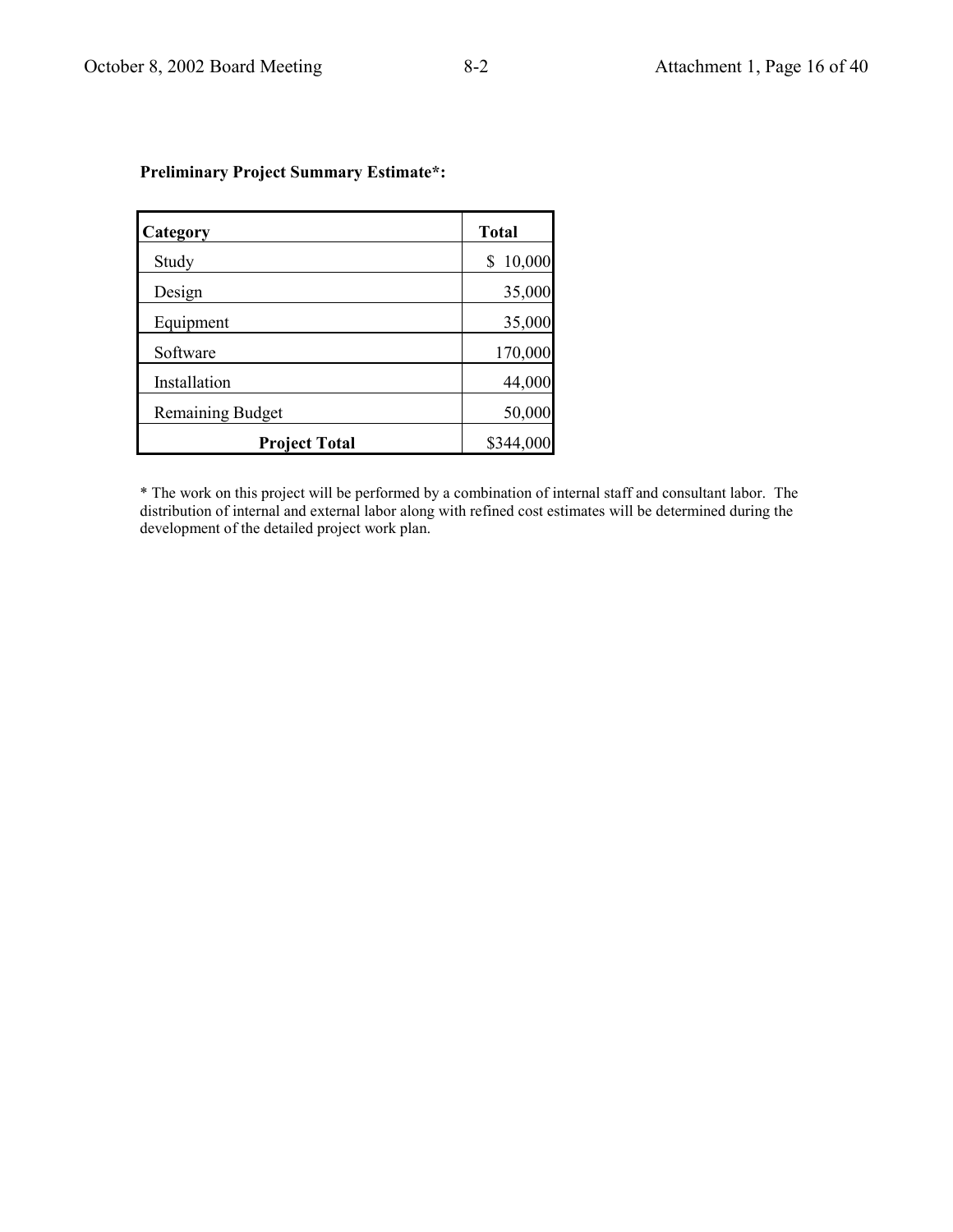**Preliminary Project Summary Estimate*:**

| Category | Total |
|---|---|
| Study | $ 10,000 |
| Design | 35,000 |
| Equipment | 35,000 |
| Software | 170,000 |
| Installation | 44,000 |
| Remaining Budget | 50,000 |
| **Project Total** | $344,000 |

* The work on this project will be performed by a combination of internal staff and consultant labor. The distribution of internal and external labor along with refined cost estimates will be determined during the development of the detailed project work plan.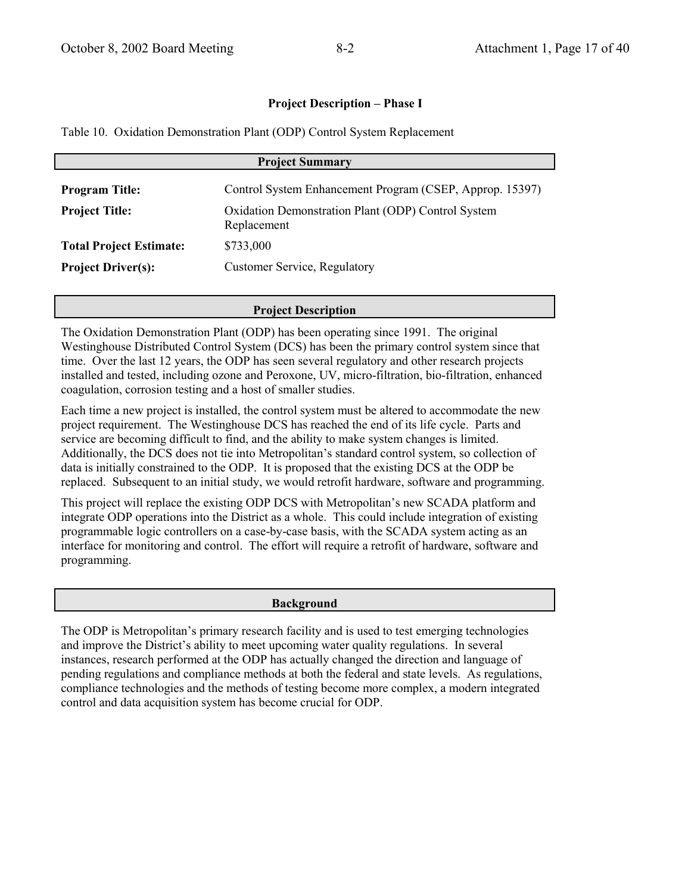### Project Description – Phase I

Table 10. Oxidation Demonstration Plant (ODP) Control System Replacement

| Project Summary | |
|---|---|
| **Program Title:** | Control System Enhancement Program (CSEP, Approp. 15397) |
| **Project Title:** | Oxidation Demonstration Plant (ODP) Control System Replacement |
| **Total Project Estimate:** | \$733,000 |
| **Project Driver(s):** | Customer Service, Regulatory |

#### Project Description

The Oxidation Demonstration Plant (ODP) has been operating since 1991. The original Westinghouse Distributed Control System (DCS) has been the primary control system since that time. Over the last 12 years, the ODP has seen several regulatory and other research projects installed and tested, including ozone and Peroxone, UV, micro-filtration, bio-filtration, enhanced coagulation, corrosion testing and a host of smaller studies.

Each time a new project is installed, the control system must be altered to accommodate the new project requirement. The Westinghouse DCS has reached the end of its life cycle. Parts and service are becoming difficult to find, and the ability to make system changes is limited. Additionally, the DCS does not tie into Metropolitan's standard control system, so collection of data is initially constrained to the ODP. It is proposed that the existing DCS at the ODP be replaced. Subsequent to an initial study, we would retrofit hardware, software and programming.

This project will replace the existing ODP DCS with Metropolitan's new SCADA platform and integrate ODP operations into the District as a whole. This could include integration of existing programmable logic controllers on a case-by-case basis, with the SCADA system acting as an interface for monitoring and control. The effort will require a retrofit of hardware, software and programming.

#### Background

The ODP is Metropolitan's primary research facility and is used to test emerging technologies and improve the District's ability to meet upcoming water quality regulations. In several instances, research performed at the ODP has actually changed the direction and language of pending regulations and compliance methods at both the federal and state levels. As regulations, compliance technologies and the methods of testing become more complex, a modern integrated control and data acquisition system has become crucial for ODP.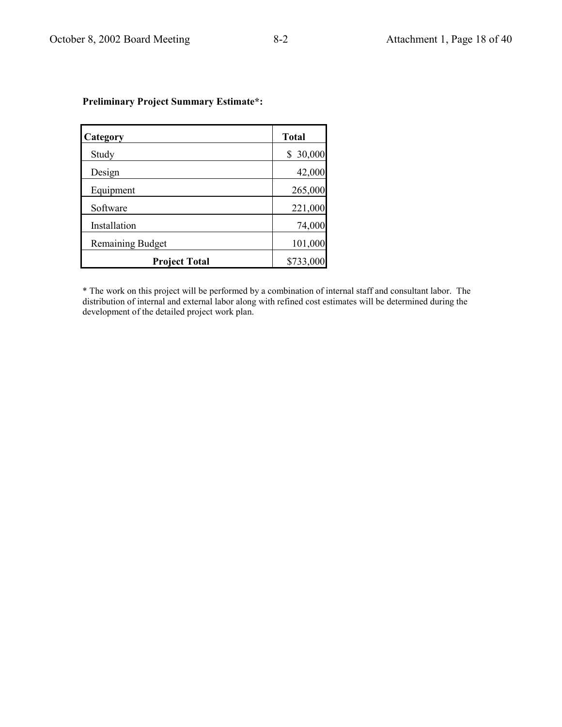**Preliminary Project Summary Estimate*:**

| Category | Total |
|---|---|
| Study | $ 30,000 |
| Design | 42,000 |
| Equipment | 265,000 |
| Software | 221,000 |
| Installation | 74,000 |
| Remaining Budget | 101,000 |
| **Project Total** | $733,000 |

* The work on this project will be performed by a combination of internal staff and consultant labor. The distribution of internal and external labor along with refined cost estimates will be determined during the development of the detailed project work plan.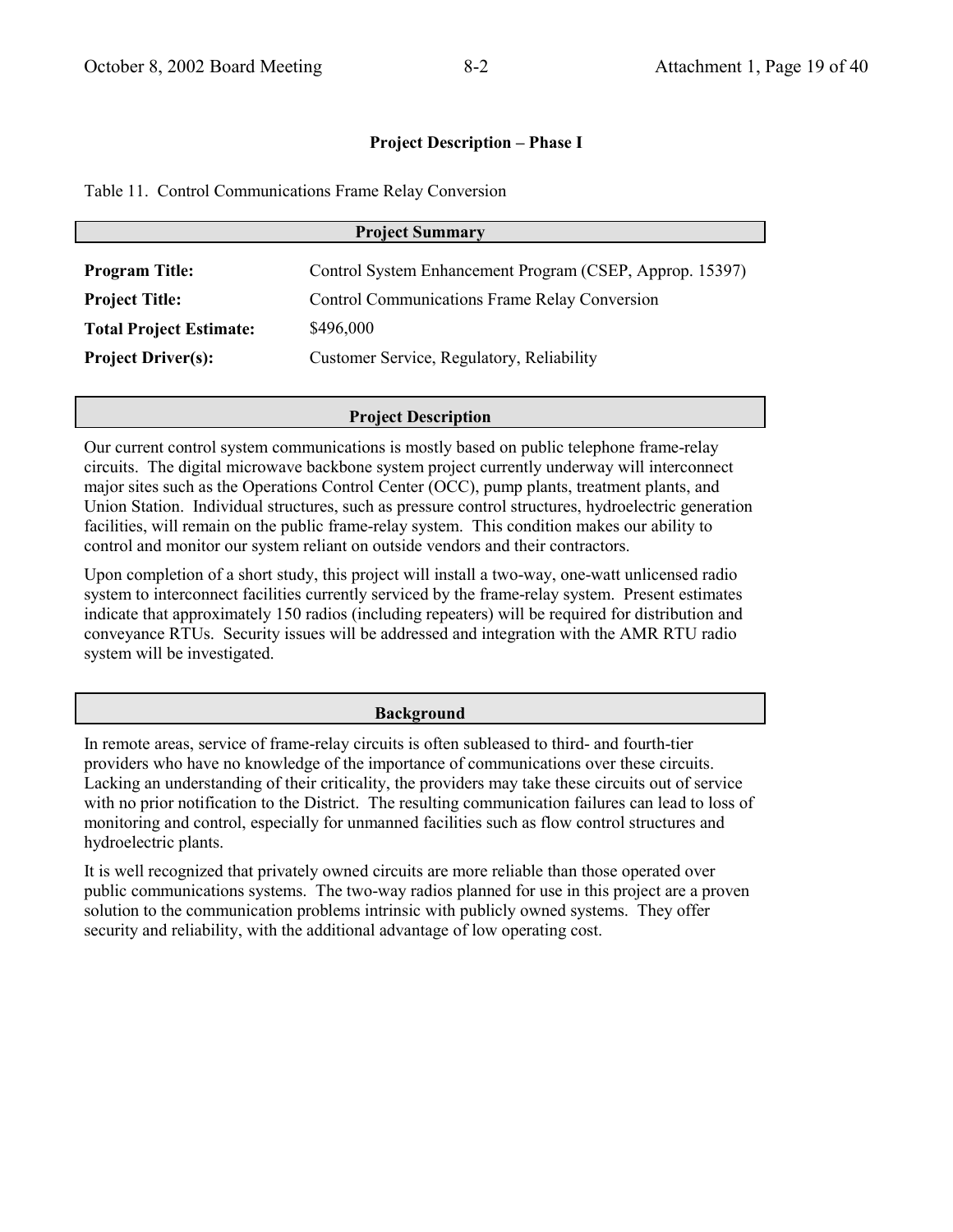## Project Description – Phase I

Table 11. Control Communications Frame Relay Conversion

### Project Summary

| | |
|---|---|
| **Program Title:** | Control System Enhancement Program (CSEP, Approp. 15397) |
| **Project Title:** | Control Communications Frame Relay Conversion |
| **Total Project Estimate:** | $496,000 |
| **Project Driver(s):** | Customer Service, Regulatory, Reliability |

### Project Description

Our current control system communications is mostly based on public telephone frame-relay circuits. The digital microwave backbone system project currently underway will interconnect major sites such as the Operations Control Center (OCC), pump plants, treatment plants, and Union Station. Individual structures, such as pressure control structures, hydroelectric generation facilities, will remain on the public frame-relay system. This condition makes our ability to control and monitor our system reliant on outside vendors and their contractors.

Upon completion of a short study, this project will install a two-way, one-watt unlicensed radio system to interconnect facilities currently serviced by the frame-relay system. Present estimates indicate that approximately 150 radios (including repeaters) will be required for distribution and conveyance RTUs. Security issues will be addressed and integration with the AMR RTU radio system will be investigated.

### Background

In remote areas, service of frame-relay circuits is often subleased to third- and fourth-tier providers who have no knowledge of the importance of communications over these circuits. Lacking an understanding of their criticality, the providers may take these circuits out of service with no prior notification to the District. The resulting communication failures can lead to loss of monitoring and control, especially for unmanned facilities such as flow control structures and hydroelectric plants.

It is well recognized that privately owned circuits are more reliable than those operated over public communications systems. The two-way radios planned for use in this project are a proven solution to the communication problems intrinsic with publicly owned systems. They offer security and reliability, with the additional advantage of low operating cost.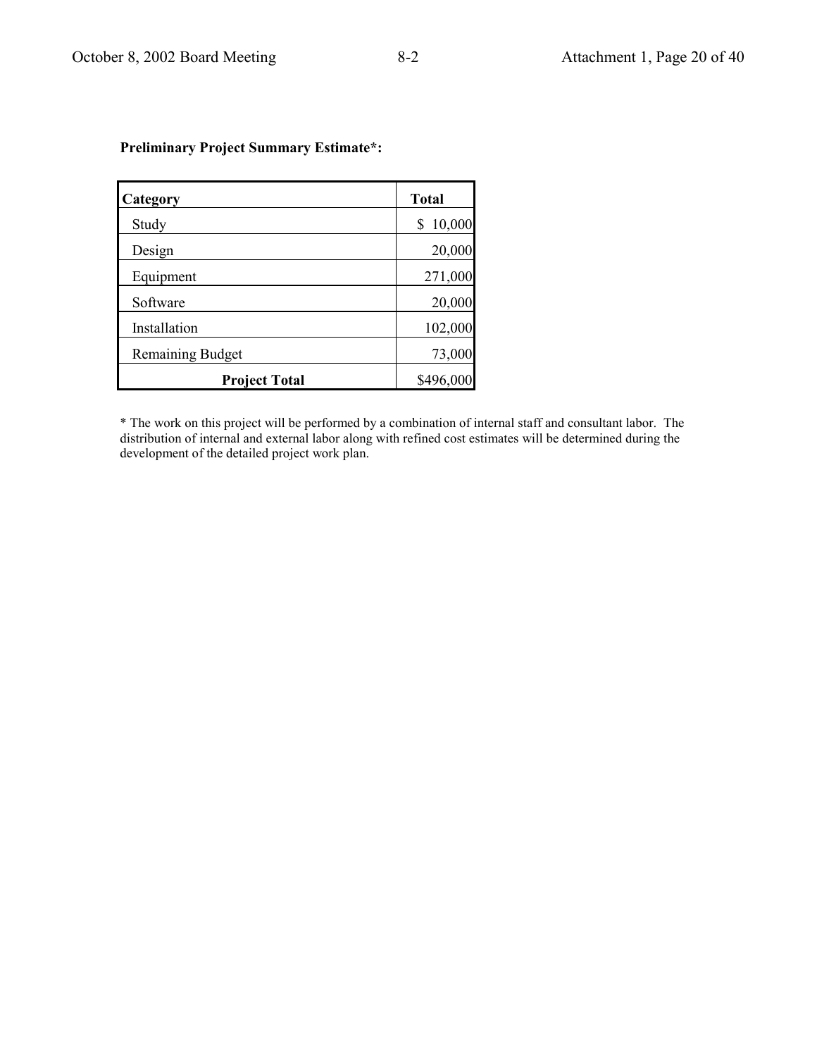**Preliminary Project Summary Estimate*:**

| Category | Total |
| --- | --- |
| Study | $ 10,000 |
| Design | 20,000 |
| Equipment | 271,000 |
| Software | 20,000 |
| Installation | 102,000 |
| Remaining Budget | 73,000 |
| **Project Total** | $496,000 |

* The work on this project will be performed by a combination of internal staff and consultant labor. The distribution of internal and external labor along with refined cost estimates will be determined during the development of the detailed project work plan.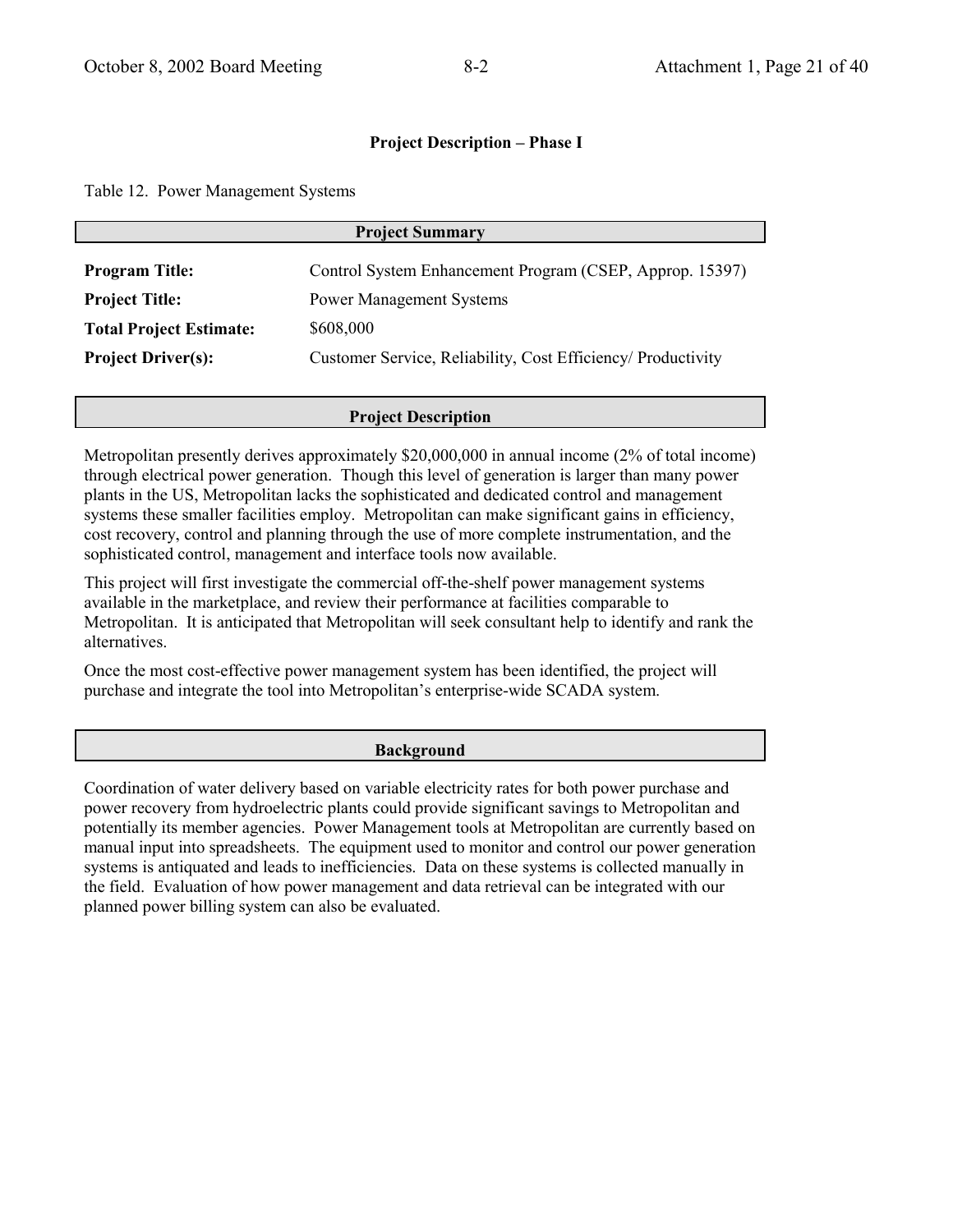## Project Description – Phase I

Table 12. Power Management Systems

### Project Summary

| | |
|---|---|
| **Program Title:** | Control System Enhancement Program (CSEP, Approp. 15397) |
| **Project Title:** | Power Management Systems |
| **Total Project Estimate:** | $608,000 |
| **Project Driver(s):** | Customer Service, Reliability, Cost Efficiency/ Productivity |

### Project Description

Metropolitan presently derives approximately $20,000,000 in annual income (2% of total income) through electrical power generation. Though this level of generation is larger than many power plants in the US, Metropolitan lacks the sophisticated and dedicated control and management systems these smaller facilities employ. Metropolitan can make significant gains in efficiency, cost recovery, control and planning through the use of more complete instrumentation, and the sophisticated control, management and interface tools now available.

This project will first investigate the commercial off-the-shelf power management systems available in the marketplace, and review their performance at facilities comparable to Metropolitan. It is anticipated that Metropolitan will seek consultant help to identify and rank the alternatives.

Once the most cost-effective power management system has been identified, the project will purchase and integrate the tool into Metropolitan's enterprise-wide SCADA system.

### Background

Coordination of water delivery based on variable electricity rates for both power purchase and power recovery from hydroelectric plants could provide significant savings to Metropolitan and potentially its member agencies. Power Management tools at Metropolitan are currently based on manual input into spreadsheets. The equipment used to monitor and control our power generation systems is antiquated and leads to inefficiencies. Data on these systems is collected manually in the field. Evaluation of how power management and data retrieval can be integrated with our planned power billing system can also be evaluated.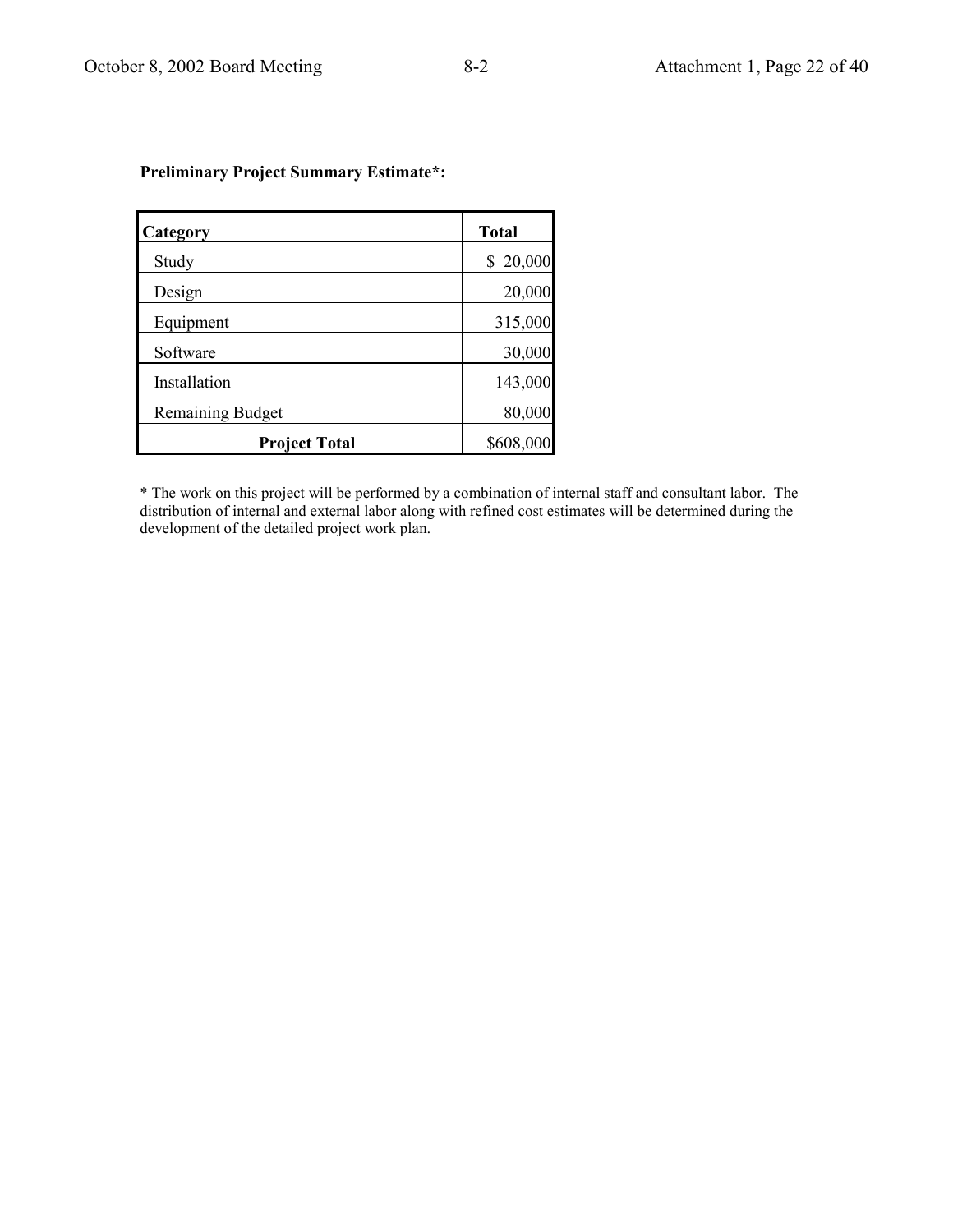**Preliminary Project Summary Estimate*:**

| Category | Total |
|---|---|
| Study | $ 20,000 |
| Design | 20,000 |
| Equipment | 315,000 |
| Software | 30,000 |
| Installation | 143,000 |
| Remaining Budget | 80,000 |
| **Project Total** | $608,000 |

* The work on this project will be performed by a combination of internal staff and consultant labor. The distribution of internal and external labor along with refined cost estimates will be determined during the development of the detailed project work plan.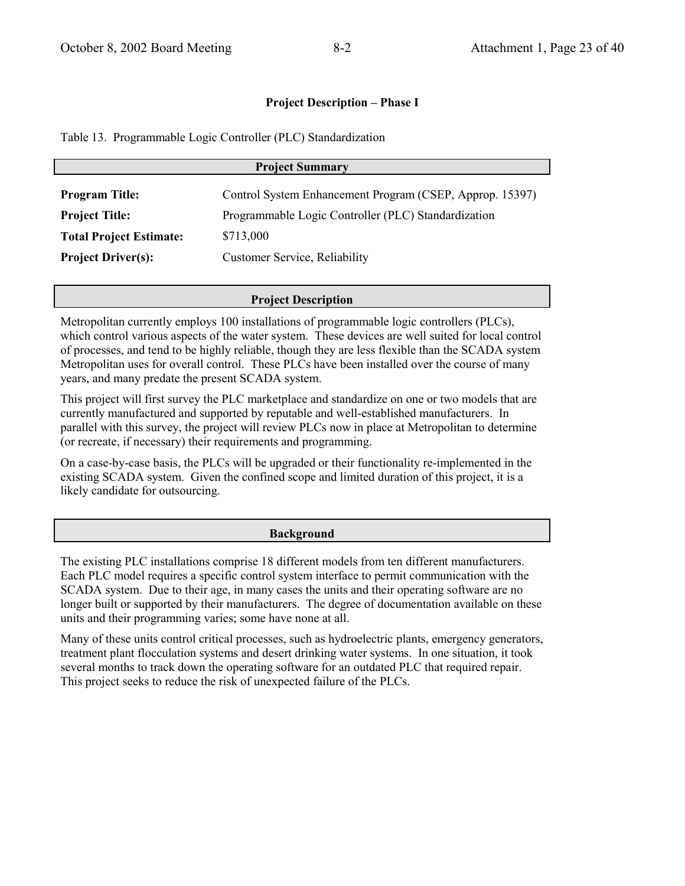## Project Description – Phase I

Table 13. Programmable Logic Controller (PLC) Standardization

### Project Summary

| | |
|---|---|
| **Program Title:** | Control System Enhancement Program (CSEP, Approp. 15397) |
| **Project Title:** | Programmable Logic Controller (PLC) Standardization |
| **Total Project Estimate:** | $713,000 |
| **Project Driver(s):** | Customer Service, Reliability |

### Project Description

Metropolitan currently employs 100 installations of programmable logic controllers (PLCs), which control various aspects of the water system. These devices are well suited for local control of processes, and tend to be highly reliable, though they are less flexible than the SCADA system Metropolitan uses for overall control. These PLCs have been installed over the course of many years, and many predate the present SCADA system.

This project will first survey the PLC marketplace and standardize on one or two models that are currently manufactured and supported by reputable and well-established manufacturers. In parallel with this survey, the project will review PLCs now in place at Metropolitan to determine (or recreate, if necessary) their requirements and programming.

On a case-by-case basis, the PLCs will be upgraded or their functionality re-implemented in the existing SCADA system. Given the confined scope and limited duration of this project, it is a likely candidate for outsourcing.

### Background

The existing PLC installations comprise 18 different models from ten different manufacturers. Each PLC model requires a specific control system interface to permit communication with the SCADA system. Due to their age, in many cases the units and their operating software are no longer built or supported by their manufacturers. The degree of documentation available on these units and their programming varies; some have none at all.

Many of these units control critical processes, such as hydroelectric plants, emergency generators, treatment plant flocculation systems and desert drinking water systems. In one situation, it took several months to track down the operating software for an outdated PLC that required repair. This project seeks to reduce the risk of unexpected failure of the PLCs.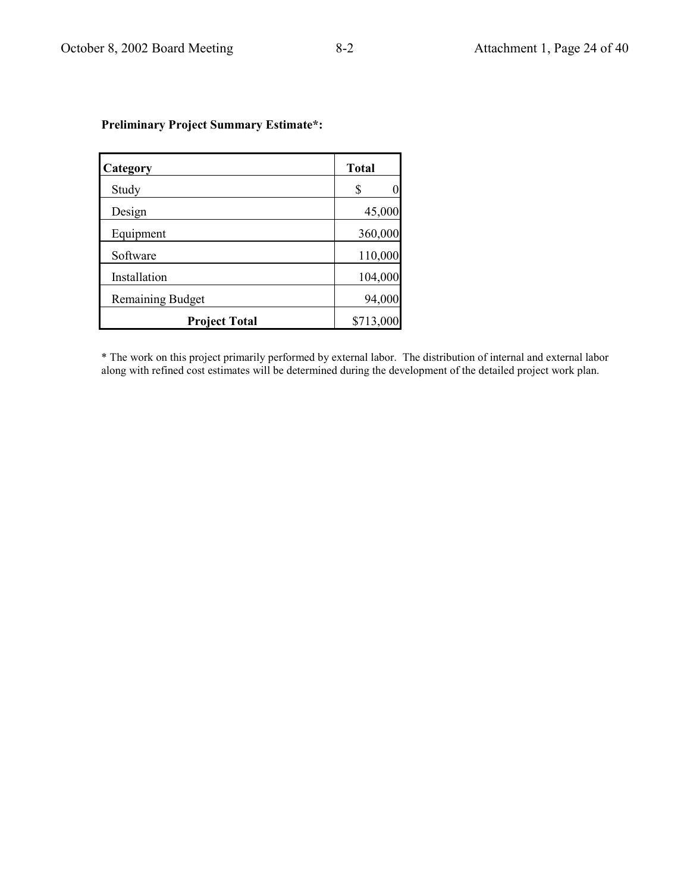**Preliminary Project Summary Estimate*:**

| Category | Total |
| --- | --- |
| Study | $ 0 |
| Design | 45,000 |
| Equipment | 360,000 |
| Software | 110,000 |
| Installation | 104,000 |
| Remaining Budget | 94,000 |
| **Project Total** | $713,000 |

* The work on this project primarily performed by external labor. The distribution of internal and external labor along with refined cost estimates will be determined during the development of the detailed project work plan.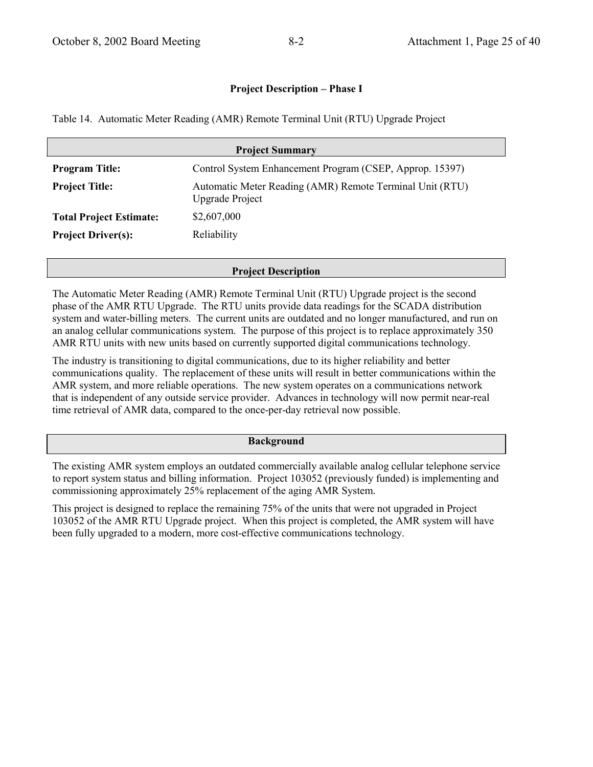## Project Description – Phase I

Table 14. Automatic Meter Reading (AMR) Remote Terminal Unit (RTU) Upgrade Project

| Project Summary | |
|---|---|
| **Program Title:** | Control System Enhancement Program (CSEP, Approp. 15397) |
| **Project Title:** | Automatic Meter Reading (AMR) Remote Terminal Unit (RTU) Upgrade Project |
| **Total Project Estimate:** | $2,607,000 |
| **Project Driver(s):** | Reliability |

### Project Description

The Automatic Meter Reading (AMR) Remote Terminal Unit (RTU) Upgrade project is the second phase of the AMR RTU Upgrade. The RTU units provide data readings for the SCADA distribution system and water-billing meters. The current units are outdated and no longer manufactured, and run on an analog cellular communications system. The purpose of this project is to replace approximately 350 AMR RTU units with new units based on currently supported digital communications technology.

The industry is transitioning to digital communications, due to its higher reliability and better communications quality. The replacement of these units will result in better communications within the AMR system, and more reliable operations. The new system operates on a communications network that is independent of any outside service provider. Advances in technology will now permit near-real time retrieval of AMR data, compared to the once-per-day retrieval now possible.

### Background

The existing AMR system employs an outdated commercially available analog cellular telephone service to report system status and billing information. Project 103052 (previously funded) is implementing and commissioning approximately 25% replacement of the aging AMR System.

This project is designed to replace the remaining 75% of the units that were not upgraded in Project 103052 of the AMR RTU Upgrade project. When this project is completed, the AMR system will have been fully upgraded to a modern, more cost-effective communications technology.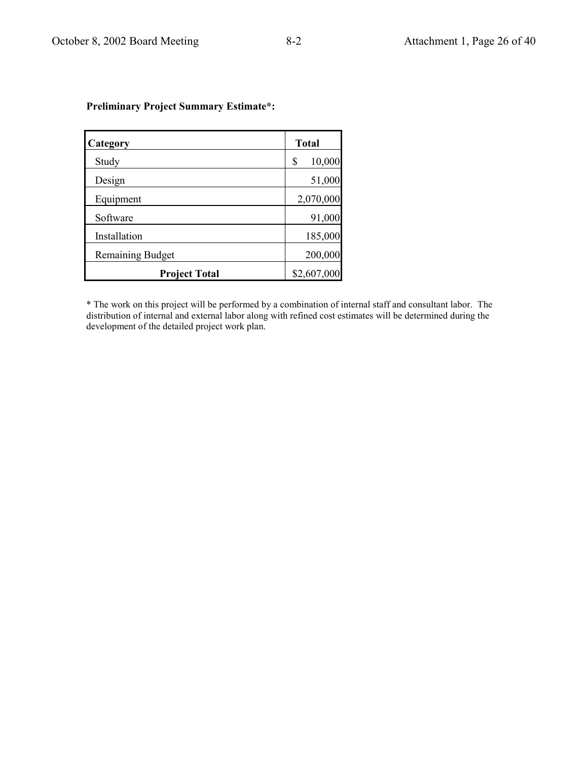**Preliminary Project Summary Estimate*:**

| Category | Total |
|---|---|
| Study | $ 10,000 |
| Design | 51,000 |
| Equipment | 2,070,000 |
| Software | 91,000 |
| Installation | 185,000 |
| Remaining Budget | 200,000 |
| **Project Total** | $2,607,000 |

* The work on this project will be performed by a combination of internal staff and consultant labor. The distribution of internal and external labor along with refined cost estimates will be determined during the development of the detailed project work plan.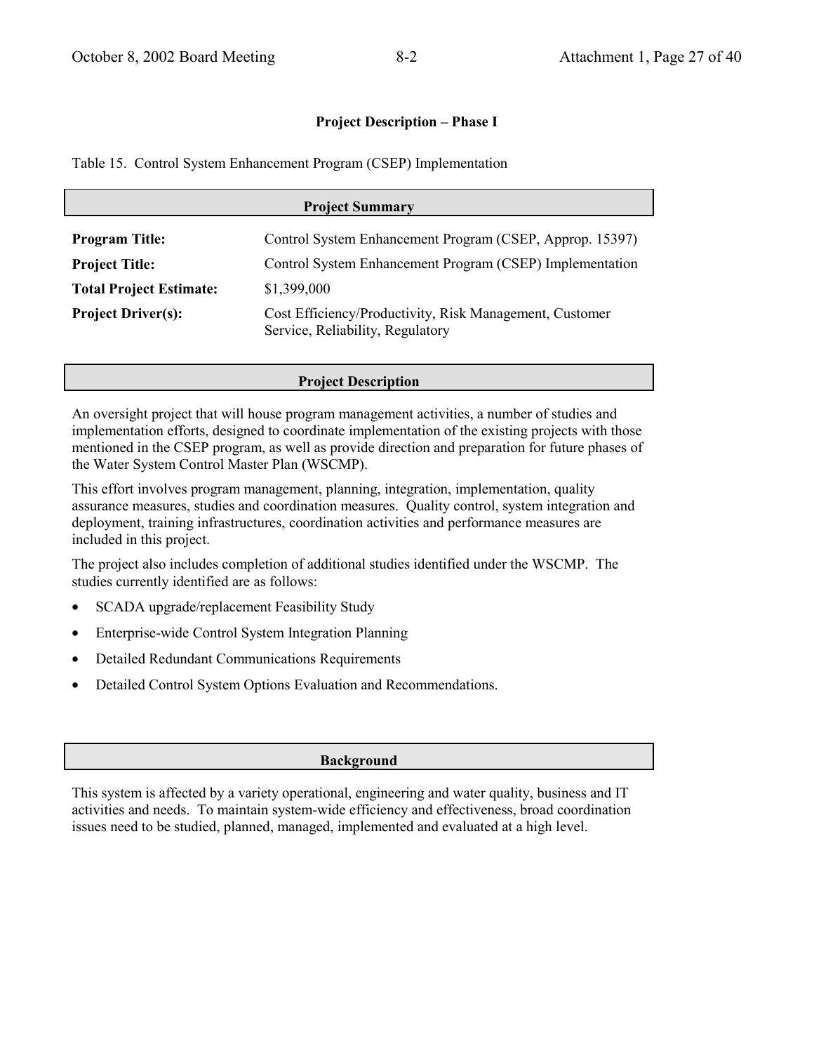## Project Description – Phase I

Table 15. Control System Enhancement Program (CSEP) Implementation

### Project Summary

| | |
|---|---|
| **Program Title:** | Control System Enhancement Program (CSEP, Approp. 15397) |
| **Project Title:** | Control System Enhancement Program (CSEP) Implementation |
| **Total Project Estimate:** | $1,399,000 |
| **Project Driver(s):** | Cost Efficiency/Productivity, Risk Management, Customer Service, Reliability, Regulatory |

### Project Description

An oversight project that will house program management activities, a number of studies and implementation efforts, designed to coordinate implementation of the existing projects with those mentioned in the CSEP program, as well as provide direction and preparation for future phases of the Water System Control Master Plan (WSCMP).

This effort involves program management, planning, integration, implementation, quality assurance measures, studies and coordination measures. Quality control, system integration and deployment, training infrastructures, coordination activities and performance measures are included in this project.

The project also includes completion of additional studies identified under the WSCMP. The studies currently identified are as follows:

- SCADA upgrade/replacement Feasibility Study
- Enterprise-wide Control System Integration Planning
- Detailed Redundant Communications Requirements
- Detailed Control System Options Evaluation and Recommendations.

### Background

This system is affected by a variety operational, engineering and water quality, business and IT activities and needs. To maintain system-wide efficiency and effectiveness, broad coordination issues need to be studied, planned, managed, implemented and evaluated at a high level.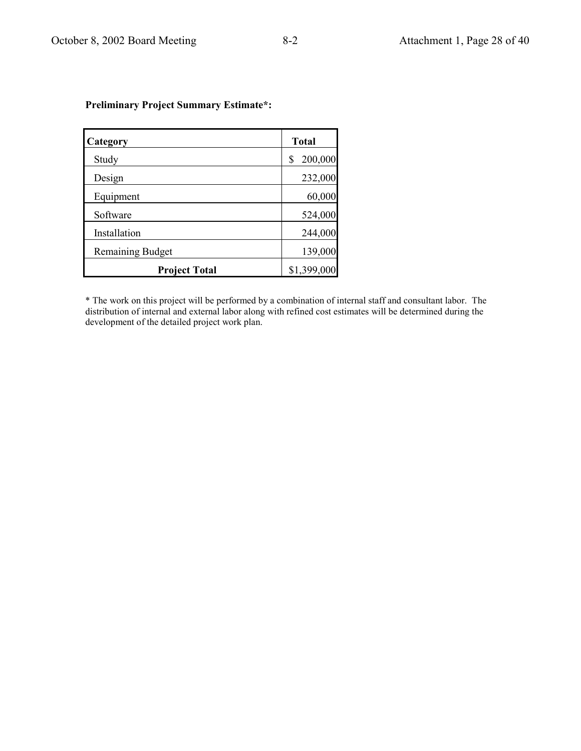**Preliminary Project Summary Estimate*:**

| Category | Total |
|---|---|
| Study | $ 200,000 |
| Design | 232,000 |
| Equipment | 60,000 |
| Software | 524,000 |
| Installation | 244,000 |
| Remaining Budget | 139,000 |
| **Project Total** | $1,399,000 |

* The work on this project will be performed by a combination of internal staff and consultant labor. The distribution of internal and external labor along with refined cost estimates will be determined during the development of the detailed project work plan.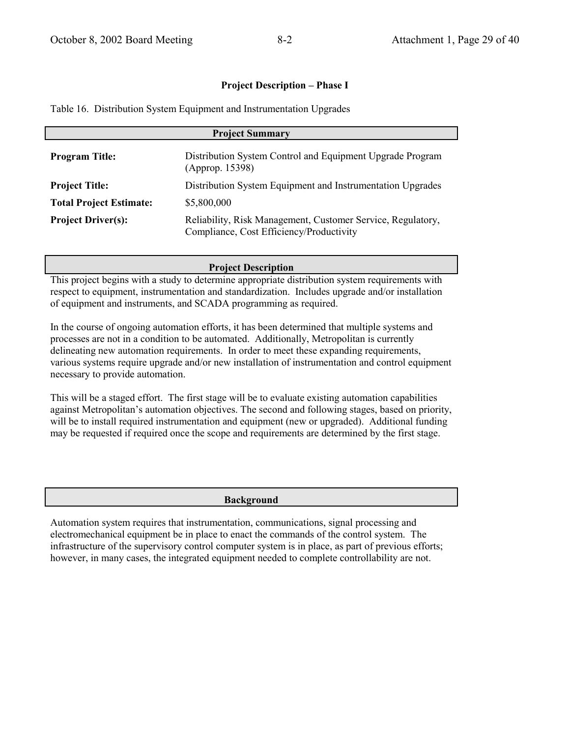## Project Description – Phase I

Table 16. Distribution System Equipment and Instrumentation Upgrades

| Project Summary | |
|---|---|
| **Program Title:** | Distribution System Control and Equipment Upgrade Program (Approp. 15398) |
| **Project Title:** | Distribution System Equipment and Instrumentation Upgrades |
| **Total Project Estimate:** | $5,800,000 |
| **Project Driver(s):** | Reliability, Risk Management, Customer Service, Regulatory, Compliance, Cost Efficiency/Productivity |

### Project Description

This project begins with a study to determine appropriate distribution system requirements with respect to equipment, instrumentation and standardization. Includes upgrade and/or installation of equipment and instruments, and SCADA programming as required.

In the course of ongoing automation efforts, it has been determined that multiple systems and processes are not in a condition to be automated. Additionally, Metropolitan is currently delineating new automation requirements. In order to meet these expanding requirements, various systems require upgrade and/or new installation of instrumentation and control equipment necessary to provide automation.

This will be a staged effort. The first stage will be to evaluate existing automation capabilities against Metropolitan's automation objectives. The second and following stages, based on priority, will be to install required instrumentation and equipment (new or upgraded). Additional funding may be requested if required once the scope and requirements are determined by the first stage.

### Background

Automation system requires that instrumentation, communications, signal processing and electromechanical equipment be in place to enact the commands of the control system. The infrastructure of the supervisory control computer system is in place, as part of previous efforts; however, in many cases, the integrated equipment needed to complete controllability are not.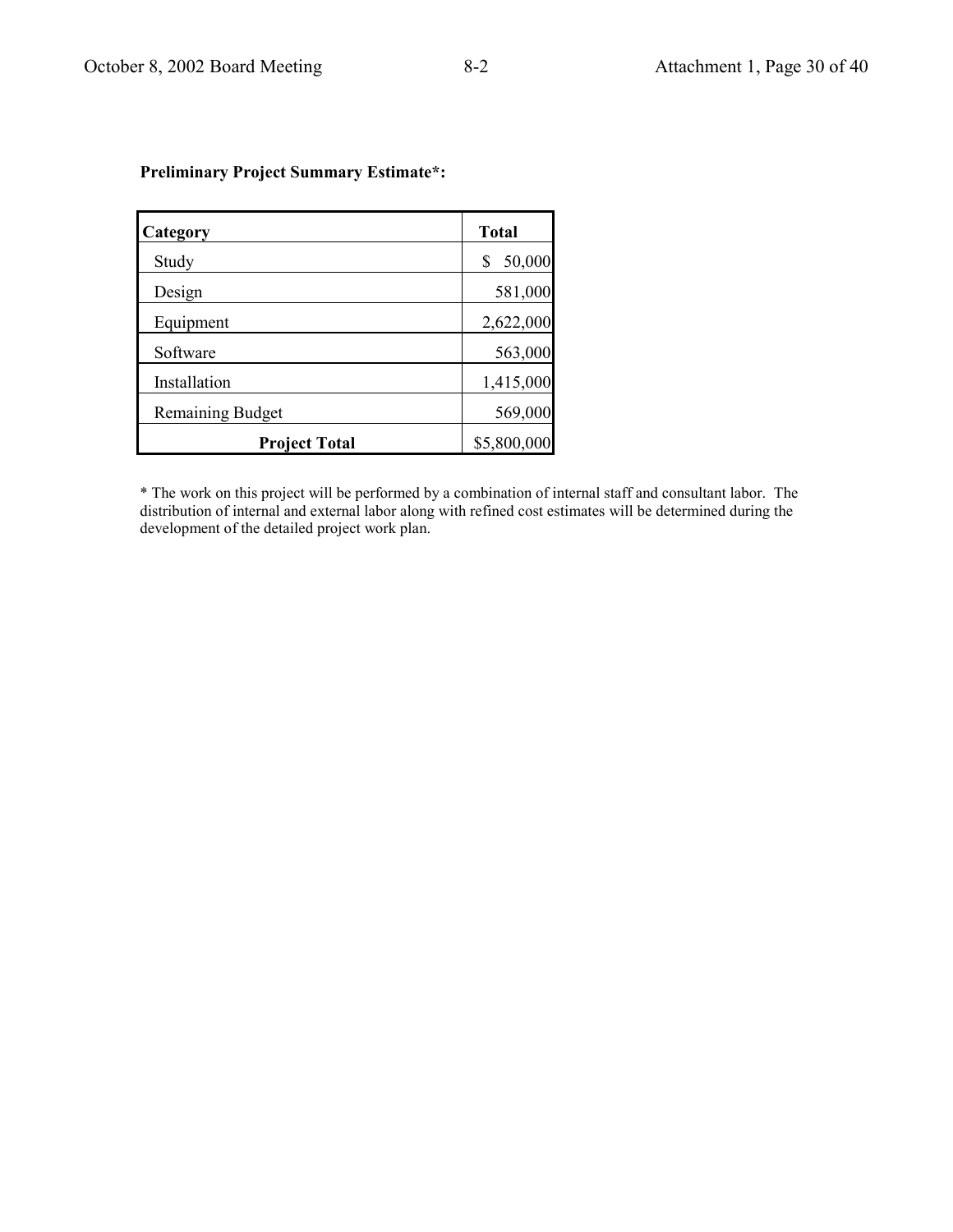**Preliminary Project Summary Estimate*:**

| Category | Total |
|---|---|
| Study | $ 50,000 |
| Design | 581,000 |
| Equipment | 2,622,000 |
| Software | 563,000 |
| Installation | 1,415,000 |
| Remaining Budget | 569,000 |
| **Project Total** | $5,800,000 |

* The work on this project will be performed by a combination of internal staff and consultant labor. The distribution of internal and external labor along with refined cost estimates will be determined during the development of the detailed project work plan.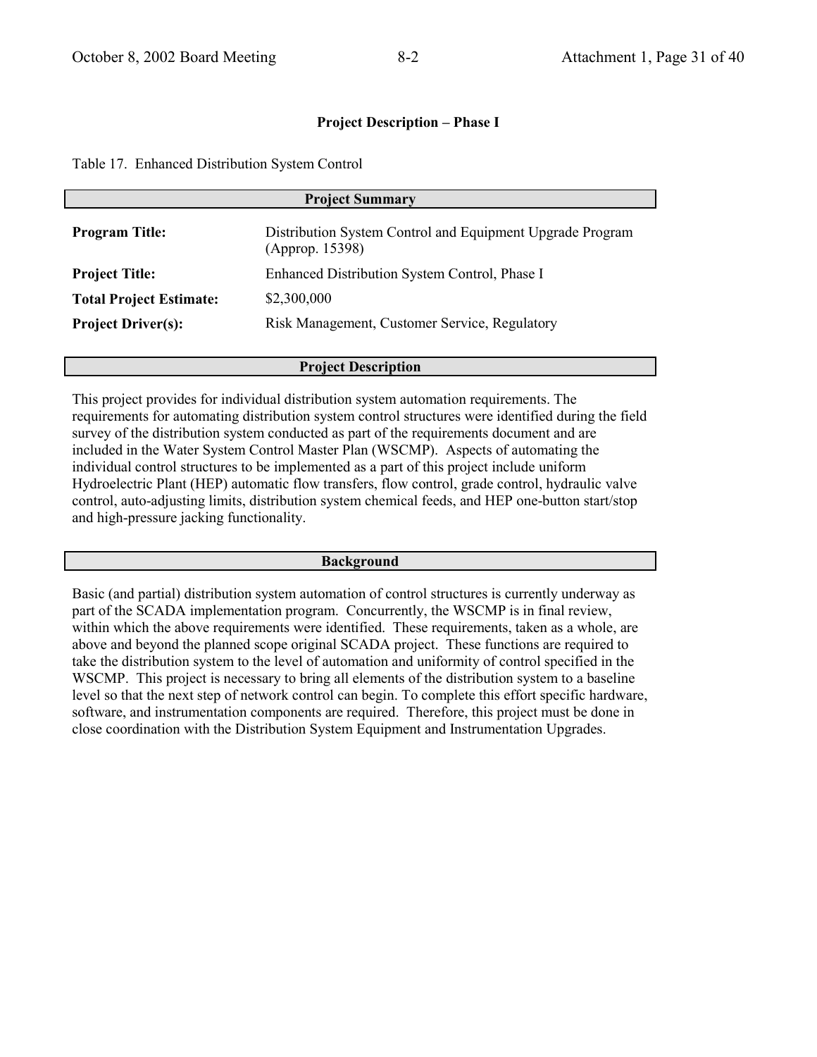## Project Description – Phase I

Table 17. Enhanced Distribution System Control

| Project Summary | |
|---|---|
| **Program Title:** | Distribution System Control and Equipment Upgrade Program (Approp. 15398) |
| **Project Title:** | Enhanced Distribution System Control, Phase I |
| **Total Project Estimate:** | $2,300,000 |
| **Project Driver(s):** | Risk Management, Customer Service, Regulatory |

### Project Description

This project provides for individual distribution system automation requirements. The requirements for automating distribution system control structures were identified during the field survey of the distribution system conducted as part of the requirements document and are included in the Water System Control Master Plan (WSCMP). Aspects of automating the individual control structures to be implemented as a part of this project include uniform Hydroelectric Plant (HEP) automatic flow transfers, flow control, grade control, hydraulic valve control, auto-adjusting limits, distribution system chemical feeds, and HEP one-button start/stop and high-pressure jacking functionality.

### Background

Basic (and partial) distribution system automation of control structures is currently underway as part of the SCADA implementation program. Concurrently, the WSCMP is in final review, within which the above requirements were identified. These requirements, taken as a whole, are above and beyond the planned scope original SCADA project. These functions are required to take the distribution system to the level of automation and uniformity of control specified in the WSCMP. This project is necessary to bring all elements of the distribution system to a baseline level so that the next step of network control can begin. To complete this effort specific hardware, software, and instrumentation components are required. Therefore, this project must be done in close coordination with the Distribution System Equipment and Instrumentation Upgrades.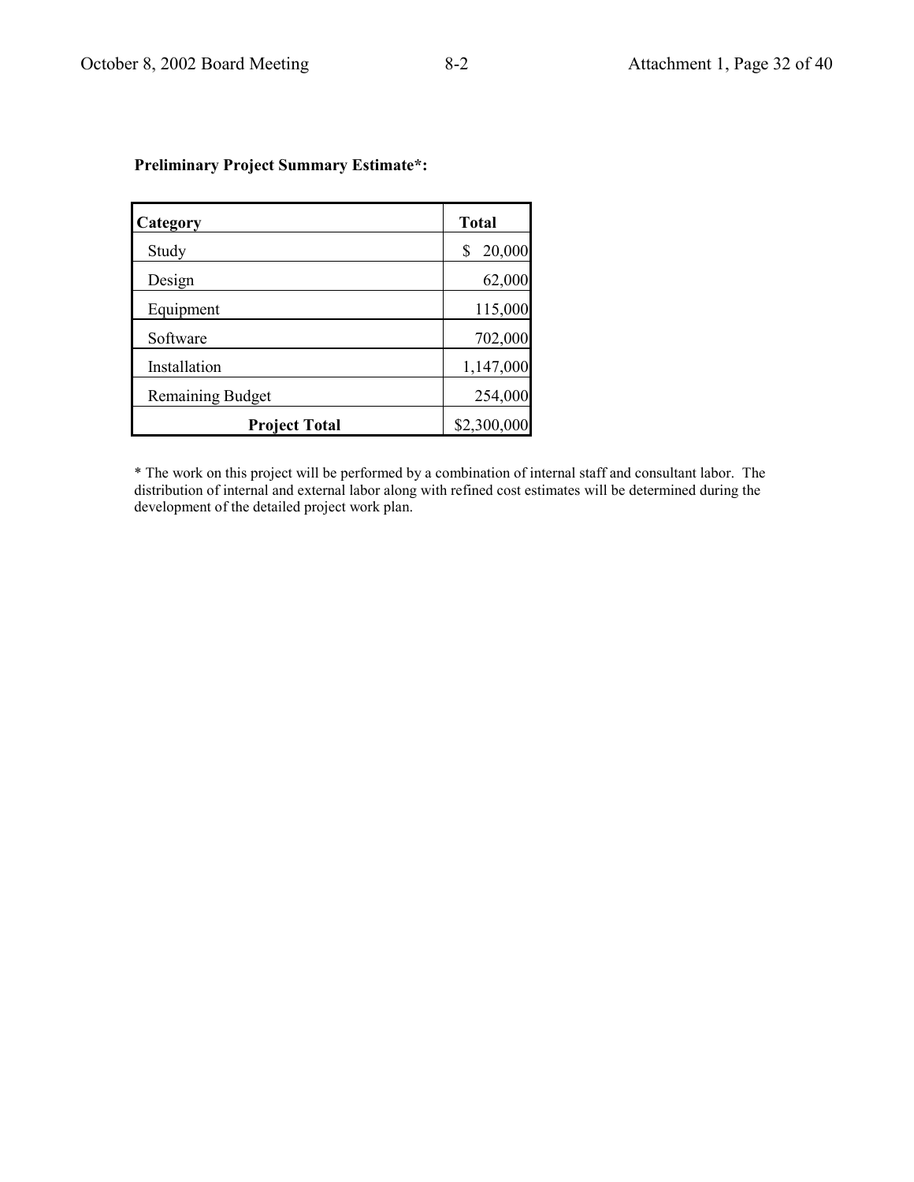**Preliminary Project Summary Estimate*:**

| Category | Total |
|---|---|
| Study | $ 20,000 |
| Design | 62,000 |
| Equipment | 115,000 |
| Software | 702,000 |
| Installation | 1,147,000 |
| Remaining Budget | 254,000 |
| **Project Total** | $2,300,000 |

* The work on this project will be performed by a combination of internal staff and consultant labor. The distribution of internal and external labor along with refined cost estimates will be determined during the development of the detailed project work plan.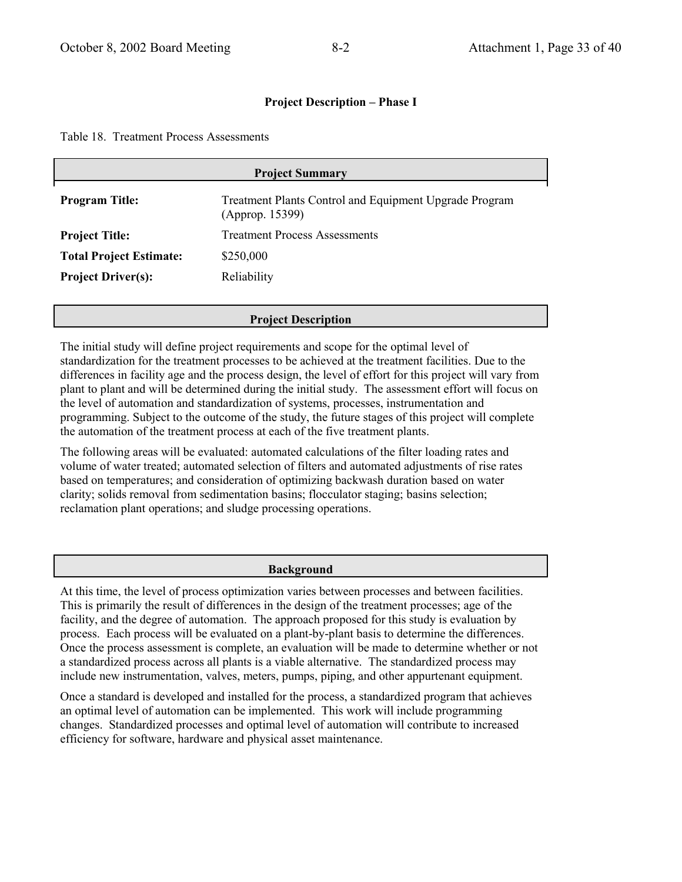## Project Description – Phase I

Table 18. Treatment Process Assessments

| Project Summary | |
|---|---|
| **Program Title:** | Treatment Plants Control and Equipment Upgrade Program (Approp. 15399) |
| **Project Title:** | Treatment Process Assessments |
| **Total Project Estimate:** | $250,000 |
| **Project Driver(s):** | Reliability |

### Project Description

The initial study will define project requirements and scope for the optimal level of standardization for the treatment processes to be achieved at the treatment facilities. Due to the differences in facility age and the process design, the level of effort for this project will vary from plant to plant and will be determined during the initial study. The assessment effort will focus on the level of automation and standardization of systems, processes, instrumentation and programming. Subject to the outcome of the study, the future stages of this project will complete the automation of the treatment process at each of the five treatment plants.

The following areas will be evaluated: automated calculations of the filter loading rates and volume of water treated; automated selection of filters and automated adjustments of rise rates based on temperatures; and consideration of optimizing backwash duration based on water clarity; solids removal from sedimentation basins; flocculator staging; basins selection; reclamation plant operations; and sludge processing operations.

### Background

At this time, the level of process optimization varies between processes and between facilities. This is primarily the result of differences in the design of the treatment processes; age of the facility, and the degree of automation. The approach proposed for this study is evaluation by process. Each process will be evaluated on a plant-by-plant basis to determine the differences. Once the process assessment is complete, an evaluation will be made to determine whether or not a standardized process across all plants is a viable alternative. The standardized process may include new instrumentation, valves, meters, pumps, piping, and other appurtenant equipment.

Once a standard is developed and installed for the process, a standardized program that achieves an optimal level of automation can be implemented. This work will include programming changes. Standardized processes and optimal level of automation will contribute to increased efficiency for software, hardware and physical asset maintenance.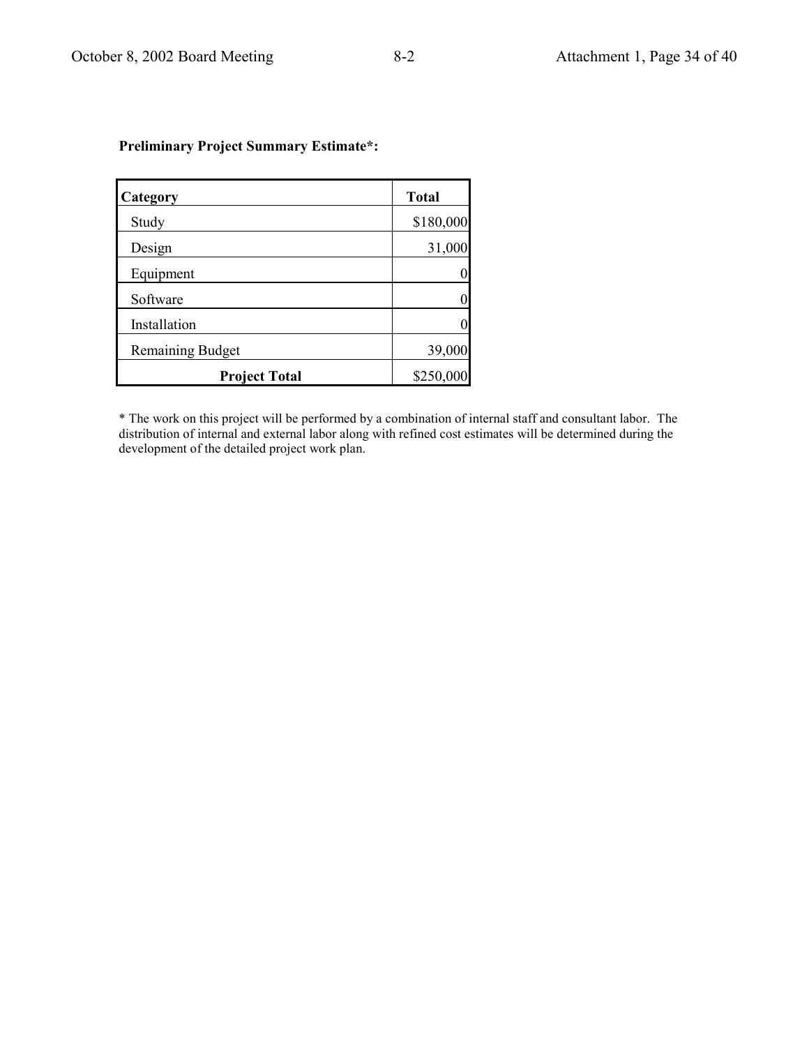**Preliminary Project Summary Estimate*:**

| Category | Total |
|---|---|
| Study | $180,000 |
| Design | 31,000 |
| Equipment | 0 |
| Software | 0 |
| Installation | 0 |
| Remaining Budget | 39,000 |
| **Project Total** | $250,000 |

* The work on this project will be performed by a combination of internal staff and consultant labor. The distribution of internal and external labor along with refined cost estimates will be determined during the development of the detailed project work plan.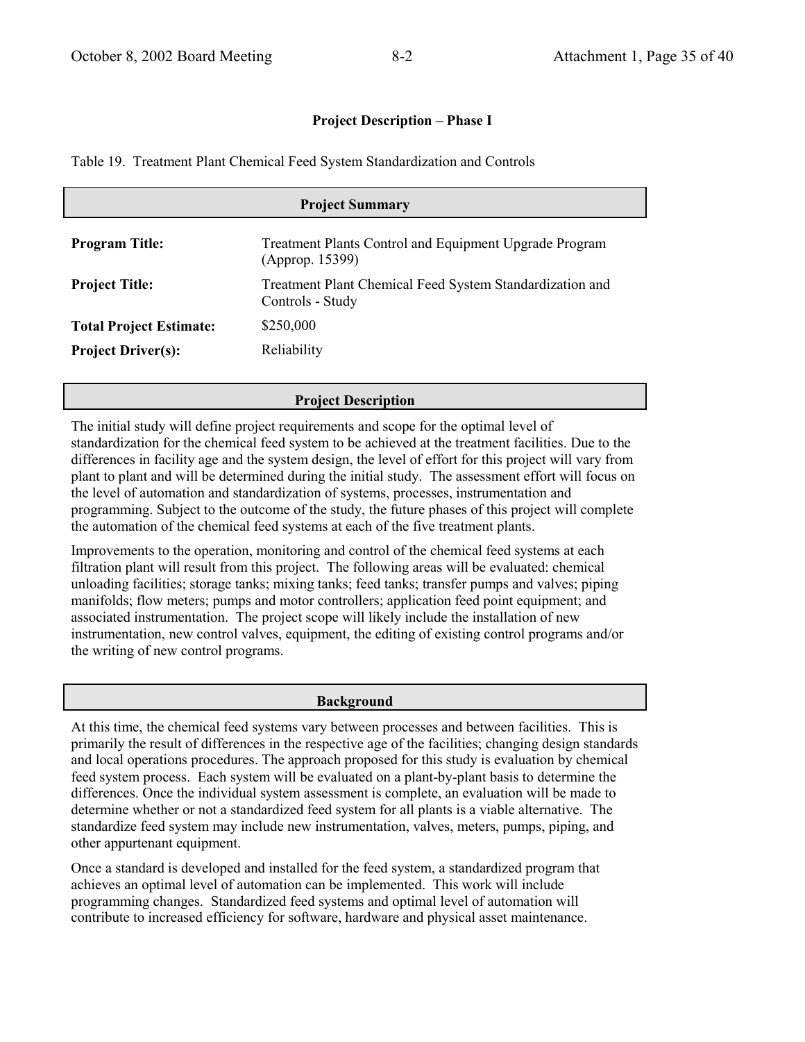**Project Description – Phase I**

Table 19. Treatment Plant Chemical Feed System Standardization and Controls

**Project Summary**

| | |
|---|---|
| **Program Title:** | Treatment Plants Control and Equipment Upgrade Program (Approp. 15399) |
| **Project Title:** | Treatment Plant Chemical Feed System Standardization and Controls - Study |
| **Total Project Estimate:** | $250,000 |
| **Project Driver(s):** | Reliability |

**Project Description**

The initial study will define project requirements and scope for the optimal level of standardization for the chemical feed system to be achieved at the treatment facilities. Due to the differences in facility age and the system design, the level of effort for this project will vary from plant to plant and will be determined during the initial study. The assessment effort will focus on the level of automation and standardization of systems, processes, instrumentation and programming. Subject to the outcome of the study, the future phases of this project will complete the automation of the chemical feed systems at each of the five treatment plants.

Improvements to the operation, monitoring and control of the chemical feed systems at each filtration plant will result from this project. The following areas will be evaluated: chemical unloading facilities; storage tanks; mixing tanks; feed tanks; transfer pumps and valves; piping manifolds; flow meters; pumps and motor controllers; application feed point equipment; and associated instrumentation. The project scope will likely include the installation of new instrumentation, new control valves, equipment, the editing of existing control programs and/or the writing of new control programs.

**Background**

At this time, the chemical feed systems vary between processes and between facilities. This is primarily the result of differences in the respective age of the facilities; changing design standards and local operations procedures. The approach proposed for this study is evaluation by chemical feed system process. Each system will be evaluated on a plant-by-plant basis to determine the differences. Once the individual system assessment is complete, an evaluation will be made to determine whether or not a standardized feed system for all plants is a viable alternative. The standardize feed system may include new instrumentation, valves, meters, pumps, piping, and other appurtenant equipment.

Once a standard is developed and installed for the feed system, a standardized program that achieves an optimal level of automation can be implemented. This work will include programming changes. Standardized feed systems and optimal level of automation will contribute to increased efficiency for software, hardware and physical asset maintenance.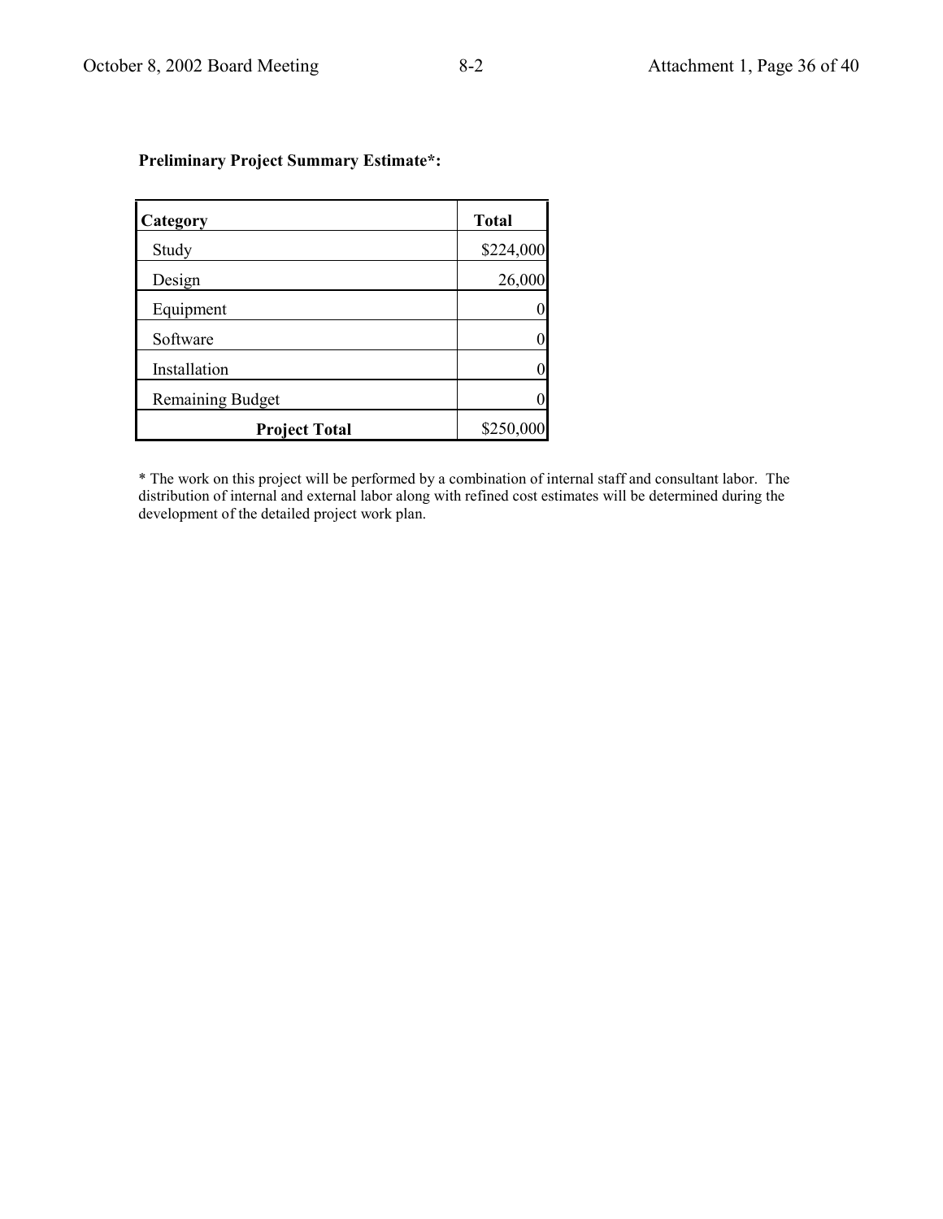**Preliminary Project Summary Estimate*:**

| Category | Total |
|---|---|
| Study | $224,000 |
| Design | 26,000 |
| Equipment | 0 |
| Software | 0 |
| Installation | 0 |
| Remaining Budget | 0 |
| **Project Total** | $250,000 |

* The work on this project will be performed by a combination of internal staff and consultant labor. The distribution of internal and external labor along with refined cost estimates will be determined during the development of the detailed project work plan.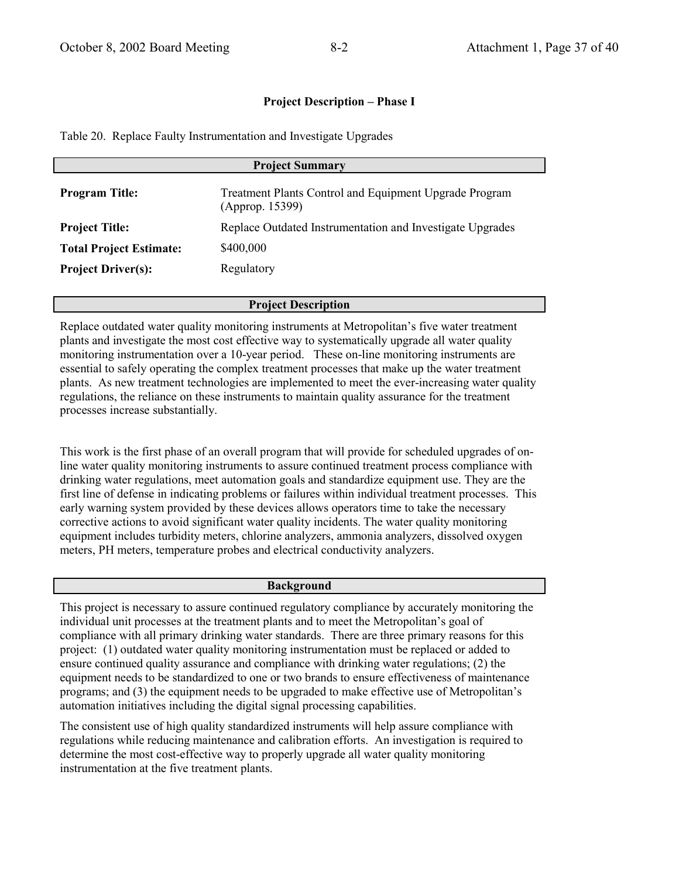## Project Description – Phase I

Table 20. Replace Faulty Instrumentation and Investigate Upgrades

### Project Summary

| | |
|---|---|
| **Program Title:** | Treatment Plants Control and Equipment Upgrade Program (Approp. 15399) |
| **Project Title:** | Replace Outdated Instrumentation and Investigate Upgrades |
| **Total Project Estimate:** | $400,000 |
| **Project Driver(s):** | Regulatory |

### Project Description

Replace outdated water quality monitoring instruments at Metropolitan's five water treatment plants and investigate the most cost effective way to systematically upgrade all water quality monitoring instrumentation over a 10-year period. These on-line monitoring instruments are essential to safely operating the complex treatment processes that make up the water treatment plants. As new treatment technologies are implemented to meet the ever-increasing water quality regulations, the reliance on these instruments to maintain quality assurance for the treatment processes increase substantially.

This work is the first phase of an overall program that will provide for scheduled upgrades of on-line water quality monitoring instruments to assure continued treatment process compliance with drinking water regulations, meet automation goals and standardize equipment use. They are the first line of defense in indicating problems or failures within individual treatment processes. This early warning system provided by these devices allows operators time to take the necessary corrective actions to avoid significant water quality incidents. The water quality monitoring equipment includes turbidity meters, chlorine analyzers, ammonia analyzers, dissolved oxygen meters, PH meters, temperature probes and electrical conductivity analyzers.

### Background

This project is necessary to assure continued regulatory compliance by accurately monitoring the individual unit processes at the treatment plants and to meet the Metropolitan's goal of compliance with all primary drinking water standards. There are three primary reasons for this project: (1) outdated water quality monitoring instrumentation must be replaced or added to ensure continued quality assurance and compliance with drinking water regulations; (2) the equipment needs to be standardized to one or two brands to ensure effectiveness of maintenance programs; and (3) the equipment needs to be upgraded to make effective use of Metropolitan's automation initiatives including the digital signal processing capabilities.

The consistent use of high quality standardized instruments will help assure compliance with regulations while reducing maintenance and calibration efforts. An investigation is required to determine the most cost-effective way to properly upgrade all water quality monitoring instrumentation at the five treatment plants.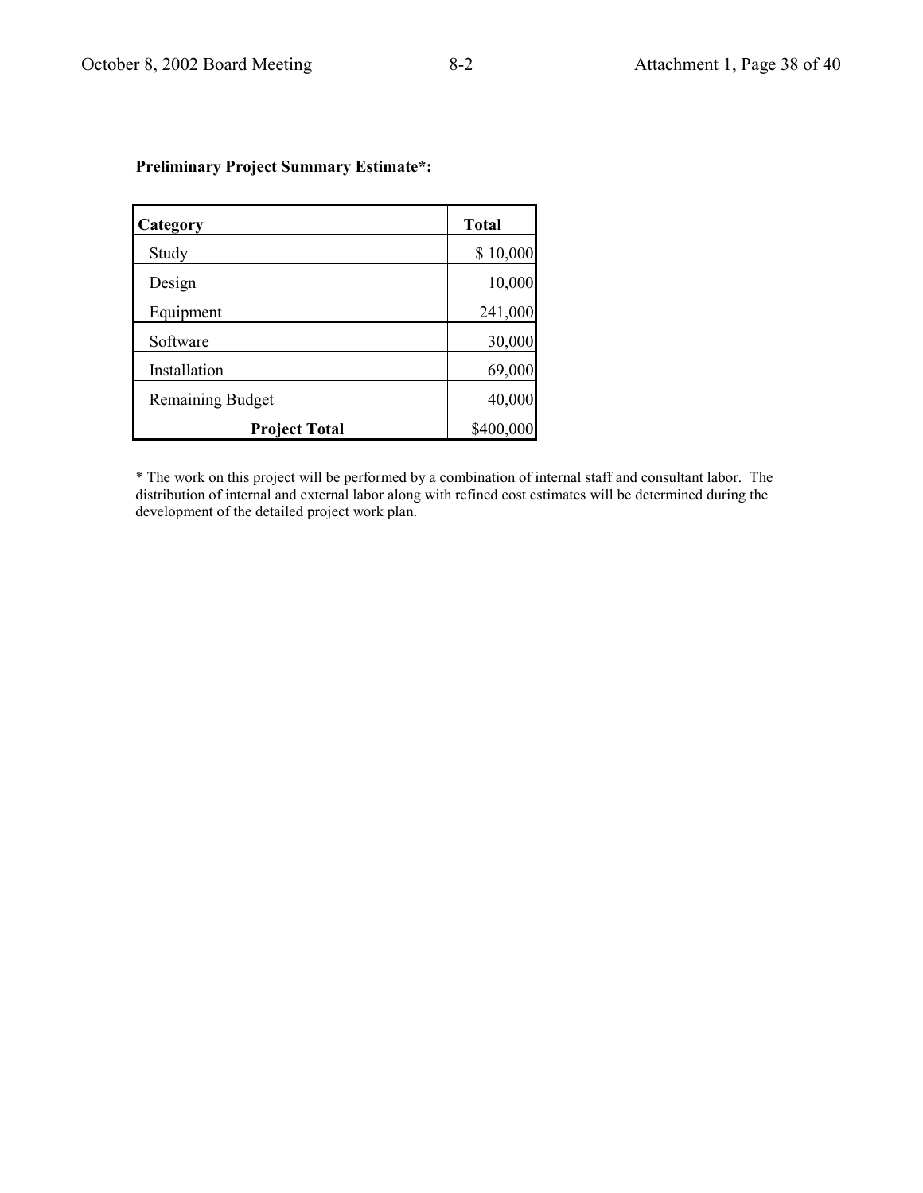**Preliminary Project Summary Estimate*:**

| Category | Total |
|---|---|
| Study | $ 10,000 |
| Design | 10,000 |
| Equipment | 241,000 |
| Software | 30,000 |
| Installation | 69,000 |
| Remaining Budget | 40,000 |
| **Project Total** | $400,000 |

* The work on this project will be performed by a combination of internal staff and consultant labor. The distribution of internal and external labor along with refined cost estimates will be determined during the development of the detailed project work plan.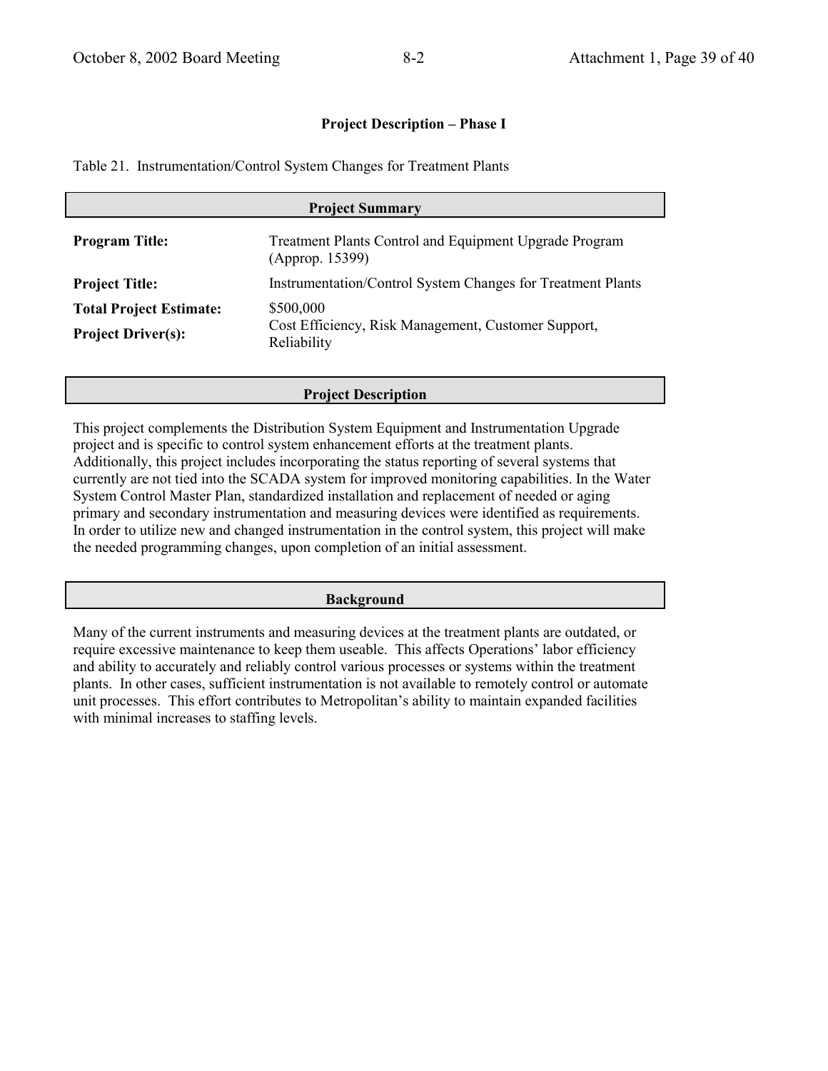## Project Description – Phase I

Table 21. Instrumentation/Control System Changes for Treatment Plants

### Project Summary

| | |
|---|---|
| **Program Title:** | Treatment Plants Control and Equipment Upgrade Program (Approp. 15399) |
| **Project Title:** | Instrumentation/Control System Changes for Treatment Plants |
| **Total Project Estimate:** | $500,000 |
| **Project Driver(s):** | Cost Efficiency, Risk Management, Customer Support, Reliability |

### Project Description

This project complements the Distribution System Equipment and Instrumentation Upgrade project and is specific to control system enhancement efforts at the treatment plants. Additionally, this project includes incorporating the status reporting of several systems that currently are not tied into the SCADA system for improved monitoring capabilities. In the Water System Control Master Plan, standardized installation and replacement of needed or aging primary and secondary instrumentation and measuring devices were identified as requirements. In order to utilize new and changed instrumentation in the control system, this project will make the needed programming changes, upon completion of an initial assessment.

### Background

Many of the current instruments and measuring devices at the treatment plants are outdated, or require excessive maintenance to keep them useable. This affects Operations' labor efficiency and ability to accurately and reliably control various processes or systems within the treatment plants. In other cases, sufficient instrumentation is not available to remotely control or automate unit processes. This effort contributes to Metropolitan's ability to maintain expanded facilities with minimal increases to staffing levels.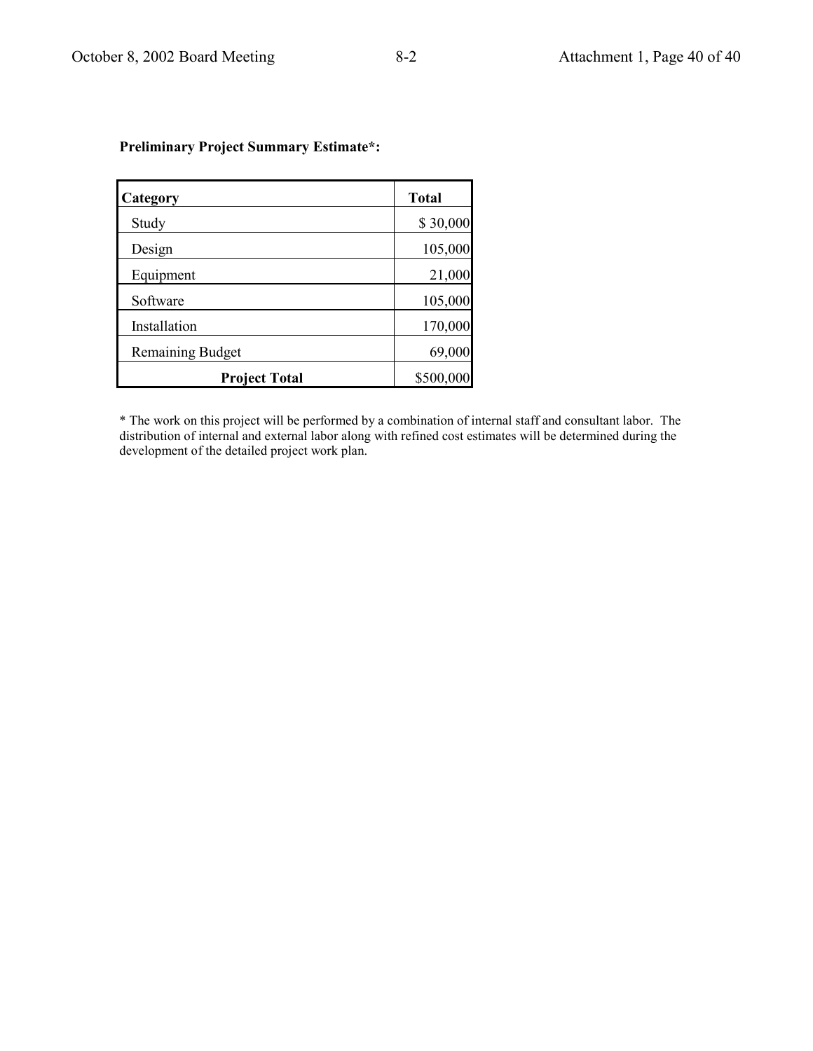**Preliminary Project Summary Estimate*:**

| Category | Total |
|---|---|
| Study | $ 30,000 |
| Design | 105,000 |
| Equipment | 21,000 |
| Software | 105,000 |
| Installation | 170,000 |
| Remaining Budget | 69,000 |
| **Project Total** | $500,000 |

* The work on this project will be performed by a combination of internal staff and consultant labor. The distribution of internal and external labor along with refined cost estimates will be determined during the development of the detailed project work plan.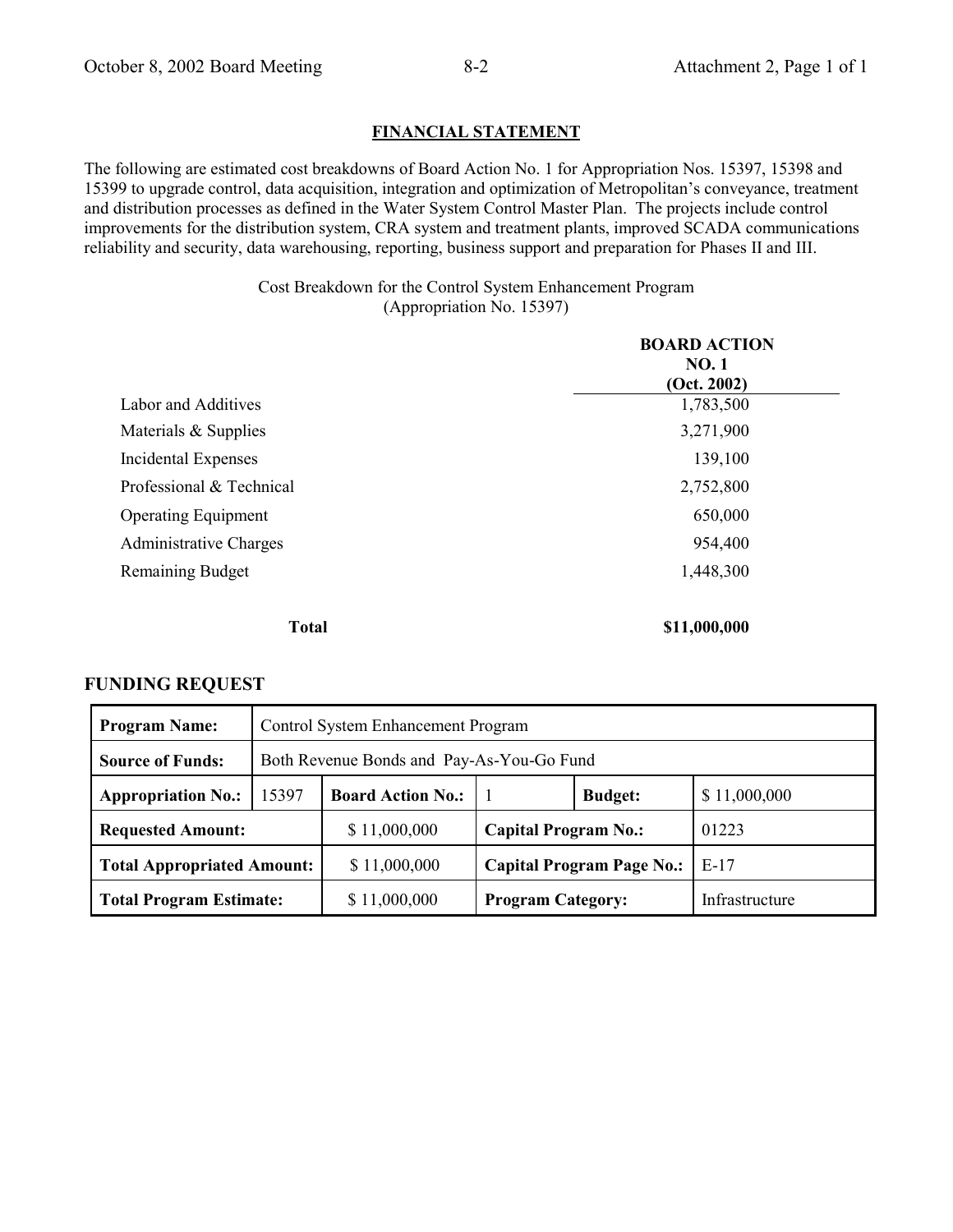## FINANCIAL STATEMENT

The following are estimated cost breakdowns of Board Action No. 1 for Appropriation Nos. 15397, 15398 and 15399 to upgrade control, data acquisition, integration and optimization of Metropolitan's conveyance, treatment and distribution processes as defined in the Water System Control Master Plan. The projects include control improvements for the distribution system, CRA system and treatment plants, improved SCADA communications reliability and security, data warehousing, reporting, business support and preparation for Phases II and III.

Cost Breakdown for the Control System Enhancement Program
(Appropriation No. 15397)

| | BOARD ACTION NO. 1 (Oct. 2002) |
|---|---|
| Labor and Additives | 1,783,500 |
| Materials & Supplies | 3,271,900 |
| Incidental Expenses | 139,100 |
| Professional & Technical | 2,752,800 |
| Operating Equipment | 650,000 |
| Administrative Charges | 954,400 |
| Remaining Budget | 1,448,300 |
| **Total** | **$11,000,000** |

## FUNDING REQUEST

| **Program Name:** | Control System Enhancement Program | | | | |
|---|---|---|---|---|---|
| **Source of Funds:** | Both Revenue Bonds and Pay-As-You-Go Fund | | | | |
| **Appropriation No.:** 15397 | **Board Action No.:** | 1 | **Budget:** | | $ 11,000,000 |
| **Requested Amount:** | $ 11,000,000 | **Capital Program No.:** | | | 01223 |
| **Total Appropriated Amount:** | $ 11,000,000 | **Capital Program Page No.:** | | | E-17 |
| **Total Program Estimate:** | $ 11,000,000 | **Program Category:** | | | Infrastructure |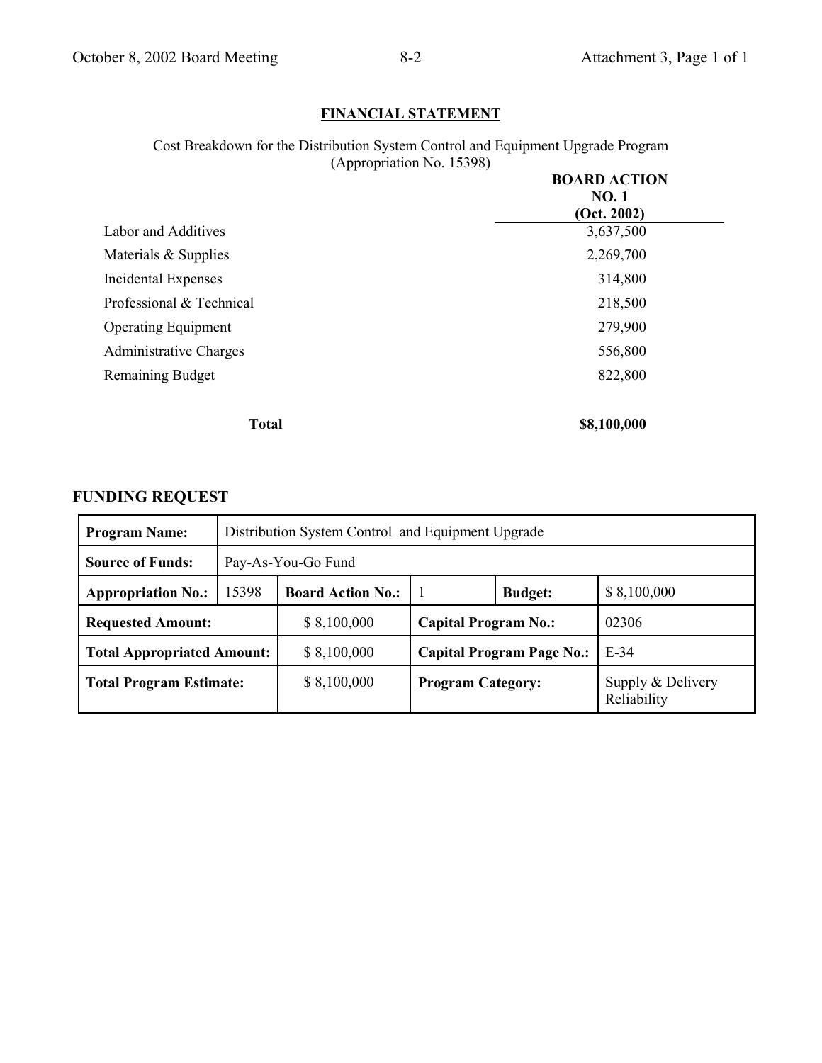## FINANCIAL STATEMENT

Cost Breakdown for the Distribution System Control and Equipment Upgrade Program
(Appropriation No. 15398)

| | BOARD ACTION NO. 1 (Oct. 2002) |
|---|---|
| Labor and Additives | 3,637,500 |
| Materials & Supplies | 2,269,700 |
| Incidental Expenses | 314,800 |
| Professional & Technical | 218,500 |
| Operating Equipment | 279,900 |
| Administrative Charges | 556,800 |
| Remaining Budget | 822,800 |
| **Total** | **$8,100,000** |

## FUNDING REQUEST

| | | | | | |
|---|---|---|---|---|---|
| **Program Name:** | Distribution System Control and Equipment Upgrade | | | | |
| **Source of Funds:** | Pay-As-You-Go Fund | | | | |
| **Appropriation No.:** | 15398 | **Board Action No.:** | 1 | **Budget:** | $ 8,100,000 |
| **Requested Amount:** | $ 8,100,000 | **Capital Program No.:** | | 02306 | |
| **Total Appropriated Amount:** | $ 8,100,000 | **Capital Program Page No.:** | | E-34 | |
| **Total Program Estimate:** | $ 8,100,000 | **Program Category:** | | Supply & Delivery Reliability | |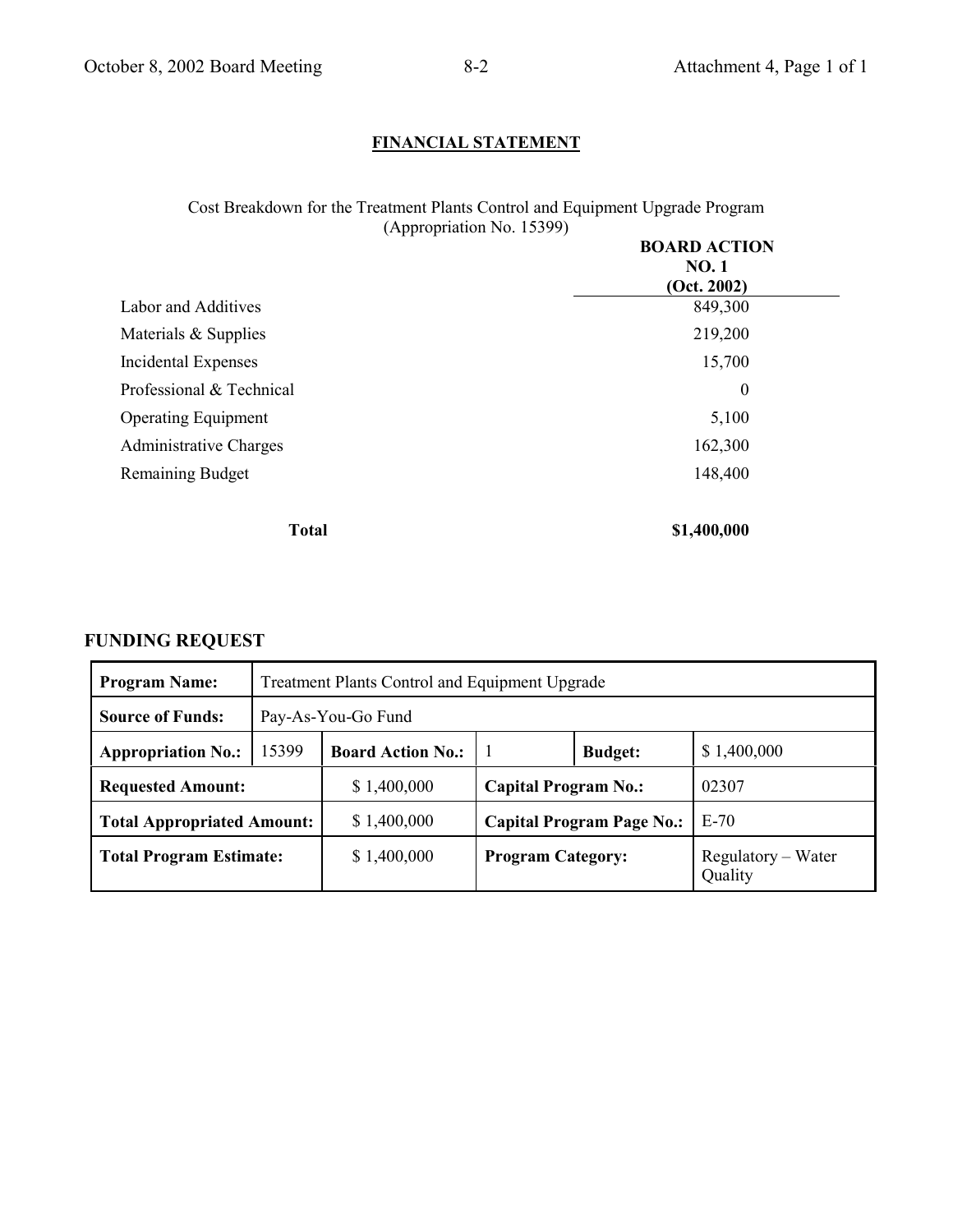## FINANCIAL STATEMENT

Cost Breakdown for the Treatment Plants Control and Equipment Upgrade Program
(Appropriation No. 15399)

| | BOARD ACTION NO. 1 (Oct. 2002) |
|---|---|
| Labor and Additives | 849,300 |
| Materials & Supplies | 219,200 |
| Incidental Expenses | 15,700 |
| Professional & Technical | 0 |
| Operating Equipment | 5,100 |
| Administrative Charges | 162,300 |
| Remaining Budget | 148,400 |
| **Total** | **$1,400,000** |

## FUNDING REQUEST

| | | | | | |
|---|---|---|---|---|---|
| **Program Name:** | Treatment Plants Control and Equipment Upgrade | | | | |
| **Source of Funds:** | Pay-As-You-Go Fund | | | | |
| **Appropriation No.:** | 15399 | **Board Action No.:** | 1 | **Budget:** | $ 1,400,000 |
| **Requested Amount:** | | $ 1,400,000 | **Capital Program No.:** | | 02307 |
| **Total Appropriated Amount:** | | $ 1,400,000 | **Capital Program Page No.:** | | E-70 |
| **Total Program Estimate:** | | $ 1,400,000 | **Program Category:** | | Regulatory – Water Quality |